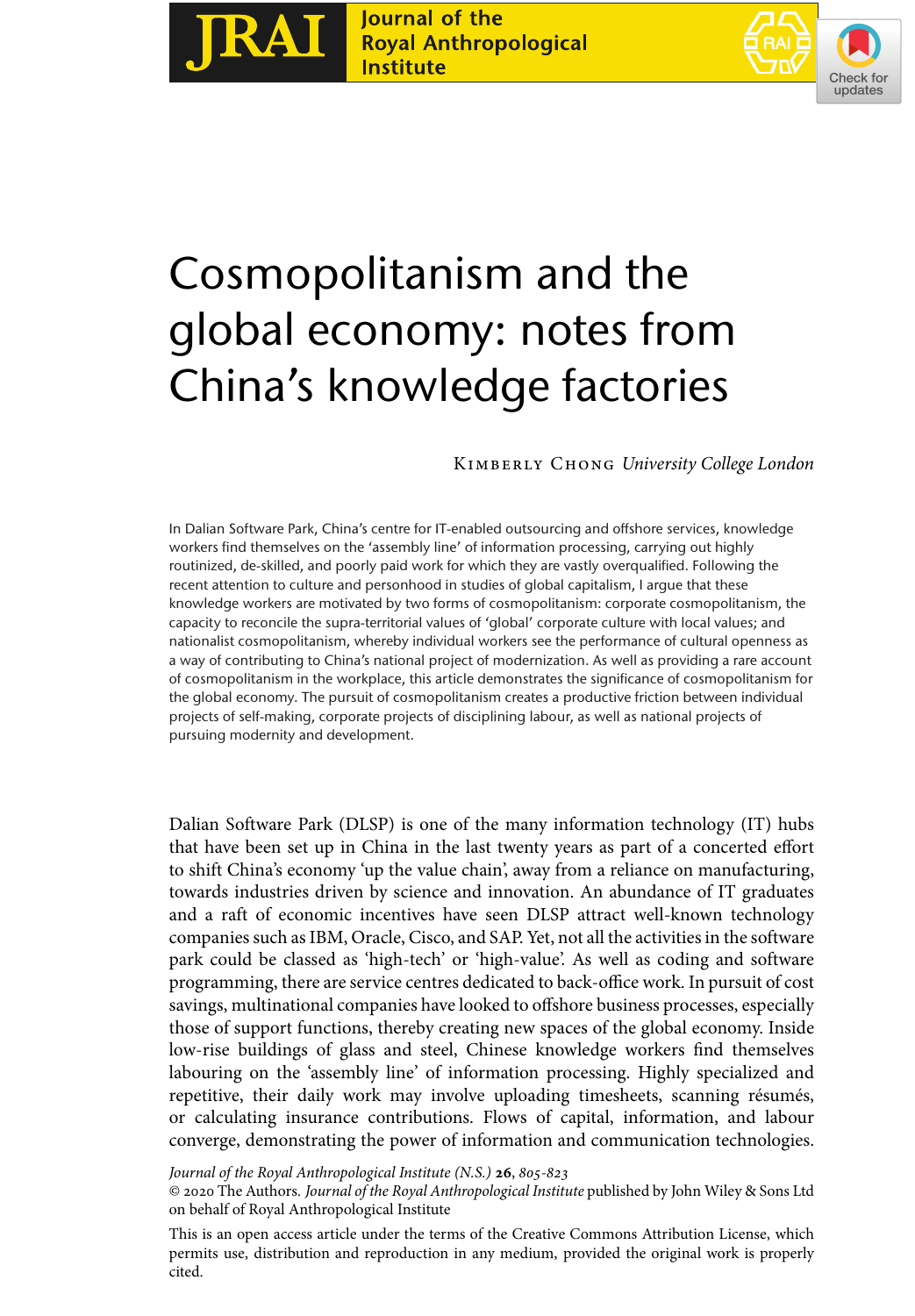# Cosmopolitanism and the global economy: notes from China's knowledge factories

Kimberly Chong *University College London*

In Dalian Software Park, China's centre for IT-enabled outsourcing and offshore services, knowledge workers find themselves on the 'assembly line' of information processing, carrying out highly routinized, de-skilled, and poorly paid work for which they are vastly overqualified. Following the recent attention to culture and personhood in studies of global capitalism, I argue that these knowledge workers are motivated by two forms of cosmopolitanism: corporate cosmopolitanism, the capacity to reconcile the supra-territorial values of 'global' corporate culture with local values; and nationalist cosmopolitanism, whereby individual workers see the performance of cultural openness as a way of contributing to China's national project of modernization. As well as providing a rare account of cosmopolitanism in the workplace, this article demonstrates the significance of cosmopolitanism for the global economy. The pursuit of cosmopolitanism creates a productive friction between individual projects of self-making, corporate projects of disciplining labour, as well as national projects of pursuing modernity and development.

Dalian Software Park (DLSP) is one of the many information technology (IT) hubs that have been set up in China in the last twenty years as part of a concerted effort to shift China's economy 'up the value chain', away from a reliance on manufacturing, towards industries driven by science and innovation. An abundance of IT graduates and a raft of economic incentives have seen DLSP attract well-known technology companies such as IBM, Oracle, Cisco, and SAP. Yet, not all the activities in the software park could be classed as 'high-tech' or 'high-value'. As well as coding and software programming, there are service centres dedicated to back-office work. In pursuit of cost savings, multinational companies have looked to offshore business processes, especially those of support functions, thereby creating new spaces of the global economy. Inside low-rise buildings of glass and steel, Chinese knowledge workers find themselves labouring on the 'assembly line' of information processing. Highly specialized and repetitive, their daily work may involve uploading timesheets, scanning résumés, or calculating insurance contributions. Flows of capital, information, and labour converge, demonstrating the power of information and communication technologies.

© 2020 The Authors. *Journal of the Royal Anthropological Institute* published by John Wiley & Sons Ltd on behalf of Royal Anthropological Institute

This is an open access article under the terms of the Creative Commons Attribution License, which permits use, distribution and reproduction in any medium, provided the original work is properly cited.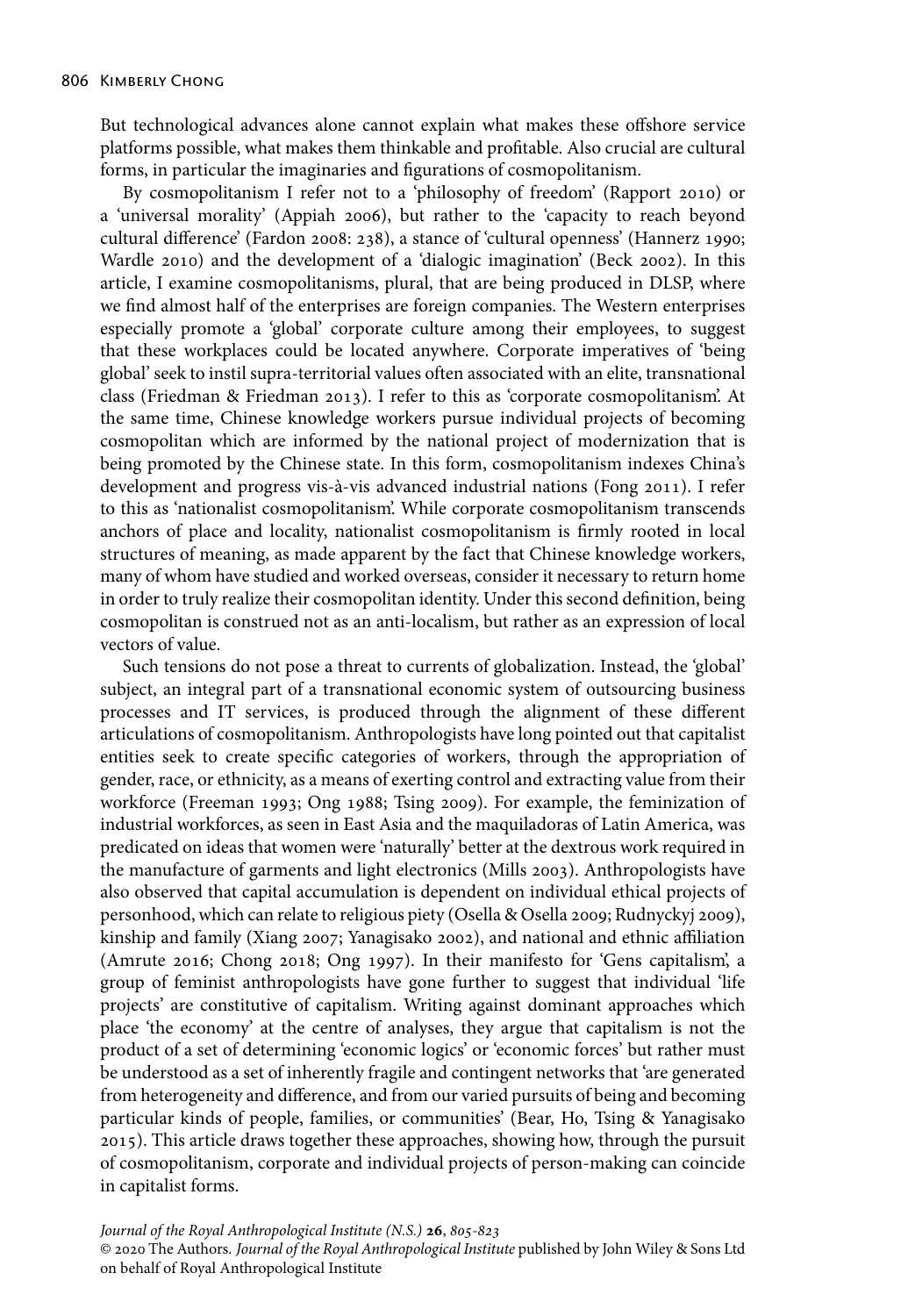But technological advances alone cannot explain what makes these offshore service platforms possible, what makes them thinkable and profitable. Also crucial are cultural forms, in particular the imaginaries and figurations of cosmopolitanism.

By cosmopolitanism I refer not to a 'philosophy of freedom' (Rapport 2010) or a 'universal morality' (Appiah 2006), but rather to the 'capacity to reach beyond cultural difference' (Fardon 2008: 238), a stance of 'cultural openness' (Hannerz 1990; Wardle 2010) and the development of a 'dialogic imagination' (Beck 2002). In this article, I examine cosmopolitanisms, plural, that are being produced in DLSP, where we find almost half of the enterprises are foreign companies. The Western enterprises especially promote a 'global' corporate culture among their employees, to suggest that these workplaces could be located anywhere. Corporate imperatives of 'being global' seek to instil supra-territorial values often associated with an elite, transnational class (Friedman & Friedman 2013). I refer to this as 'corporate cosmopolitanism'. At the same time, Chinese knowledge workers pursue individual projects of becoming cosmopolitan which are informed by the national project of modernization that is being promoted by the Chinese state. In this form, cosmopolitanism indexes China's development and progress vis-à-vis advanced industrial nations (Fong 2011). I refer to this as 'nationalist cosmopolitanism'. While corporate cosmopolitanism transcends anchors of place and locality, nationalist cosmopolitanism is firmly rooted in local structures of meaning, as made apparent by the fact that Chinese knowledge workers, many of whom have studied and worked overseas, consider it necessary to return home in order to truly realize their cosmopolitan identity. Under this second definition, being cosmopolitan is construed not as an anti-localism, but rather as an expression of local vectors of value.

Such tensions do not pose a threat to currents of globalization. Instead, the 'global' subject, an integral part of a transnational economic system of outsourcing business processes and IT services, is produced through the alignment of these different articulations of cosmopolitanism. Anthropologists have long pointed out that capitalist entities seek to create specific categories of workers, through the appropriation of gender, race, or ethnicity, as a means of exerting control and extracting value from their workforce (Freeman 1993; Ong 1988; Tsing 2009). For example, the feminization of industrial workforces, as seen in East Asia and the maquiladoras of Latin America, was predicated on ideas that women were 'naturally' better at the dextrous work required in the manufacture of garments and light electronics (Mills 2003). Anthropologists have also observed that capital accumulation is dependent on individual ethical projects of personhood, which can relate to religious piety (Osella & Osella 2009; Rudnyckyj 2009), kinship and family (Xiang 2007; Yanagisako 2002), and national and ethnic affiliation (Amrute 2016; Chong 2018; Ong 1997). In their manifesto for 'Gens capitalism', a group of feminist anthropologists have gone further to suggest that individual 'life projects' are constitutive of capitalism. Writing against dominant approaches which place 'the economy' at the centre of analyses, they argue that capitalism is not the product of a set of determining 'economic logics' or 'economic forces' but rather must be understood as a set of inherently fragile and contingent networks that 'are generated from heterogeneity and difference, and from our varied pursuits of being and becoming particular kinds of people, families, or communities' (Bear, Ho, Tsing & Yanagisako 2015). This article draws together these approaches, showing how, through the pursuit of cosmopolitanism, corporate and individual projects of person-making can coincide in capitalist forms.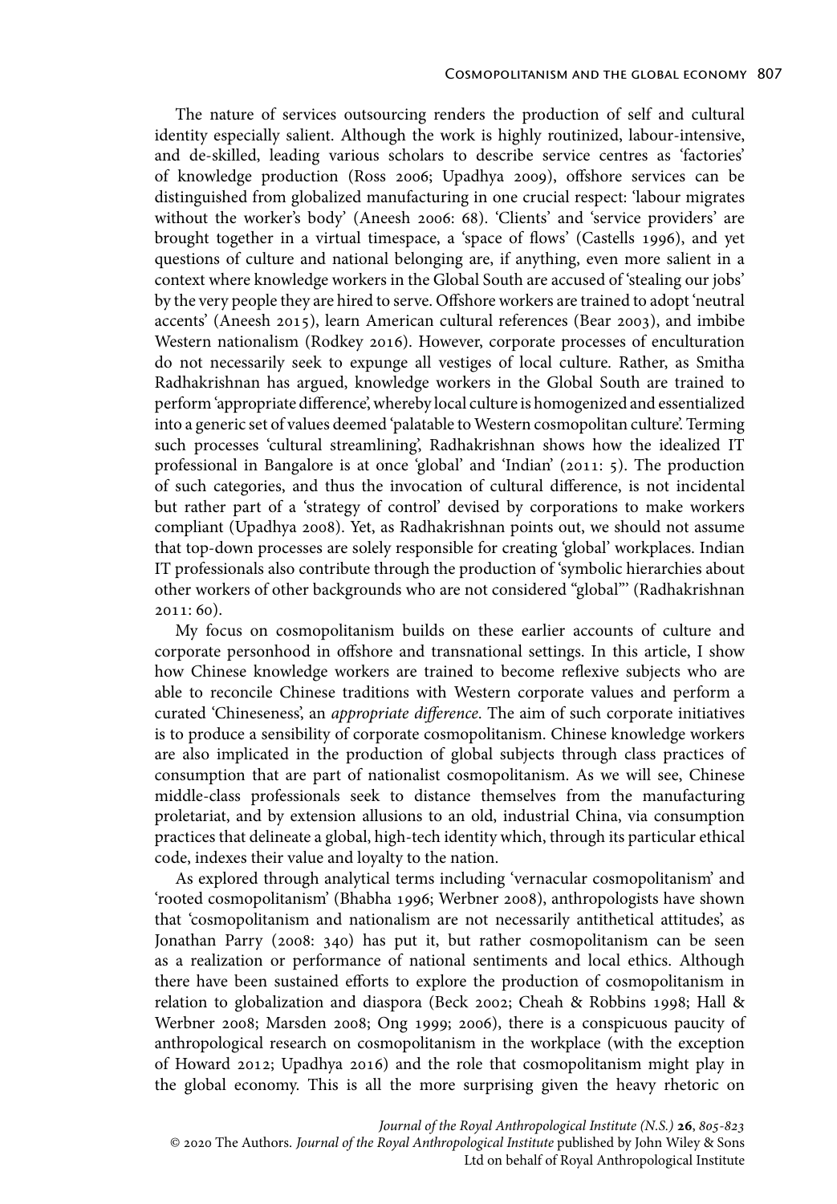The nature of services outsourcing renders the production of self and cultural identity especially salient. Although the work is highly routinized, labour-intensive, and de-skilled, leading various scholars to describe service centres as 'factories' of knowledge production (Ross 2006; Upadhya 2009), offshore services can be distinguished from globalized manufacturing in one crucial respect: 'labour migrates without the worker's body' (Aneesh 2006: 68). 'Clients' and 'service providers' are brought together in a virtual timespace, a 'space of flows' (Castells 1996), and yet questions of culture and national belonging are, if anything, even more salient in a context where knowledge workers in the Global South are accused of 'stealing our jobs' by the very people they are hired to serve. Offshore workers are trained to adopt 'neutral accents' (Aneesh 2015), learn American cultural references (Bear 2003), and imbibe Western nationalism (Rodkey 2016). However, corporate processes of enculturation do not necessarily seek to expunge all vestiges of local culture. Rather, as Smitha Radhakrishnan has argued, knowledge workers in the Global South are trained to perform 'appropriate difference', whereby local culture is homogenized and essentialized into a generic set of values deemed 'palatable to Western cosmopolitan culture'. Terming such processes 'cultural streamlining', Radhakrishnan shows how the idealized IT professional in Bangalore is at once 'global' and 'Indian' (2011: 5). The production of such categories, and thus the invocation of cultural difference, is not incidental but rather part of a 'strategy of control' devised by corporations to make workers compliant (Upadhya 2008). Yet, as Radhakrishnan points out, we should not assume that top-down processes are solely responsible for creating 'global' workplaces. Indian IT professionals also contribute through the production of 'symbolic hierarchies about other workers of other backgrounds who are not considered "global"' (Radhakrishnan 2011: 60).

My focus on cosmopolitanism builds on these earlier accounts of culture and corporate personhood in offshore and transnational settings. In this article, I show how Chinese knowledge workers are trained to become reflexive subjects who are able to reconcile Chinese traditions with Western corporate values and perform a curated 'Chineseness', an *appropriate difference*. The aim of such corporate initiatives is to produce a sensibility of corporate cosmopolitanism. Chinese knowledge workers are also implicated in the production of global subjects through class practices of consumption that are part of nationalist cosmopolitanism. As we will see, Chinese middle-class professionals seek to distance themselves from the manufacturing proletariat, and by extension allusions to an old, industrial China, via consumption practices that delineate a global, high-tech identity which, through its particular ethical code, indexes their value and loyalty to the nation.

As explored through analytical terms including 'vernacular cosmopolitanism' and 'rooted cosmopolitanism' (Bhabha 1996; Werbner 2008), anthropologists have shown that 'cosmopolitanism and nationalism are not necessarily antithetical attitudes', as Jonathan Parry (2008: 340) has put it, but rather cosmopolitanism can be seen as a realization or performance of national sentiments and local ethics. Although there have been sustained efforts to explore the production of cosmopolitanism in relation to globalization and diaspora (Beck 2002; Cheah & Robbins 1998; Hall & Werbner 2008; Marsden 2008; Ong 1999; 2006), there is a conspicuous paucity of anthropological research on cosmopolitanism in the workplace (with the exception of Howard 2012; Upadhya 2016) and the role that cosmopolitanism might play in the global economy. This is all the more surprising given the heavy rhetoric on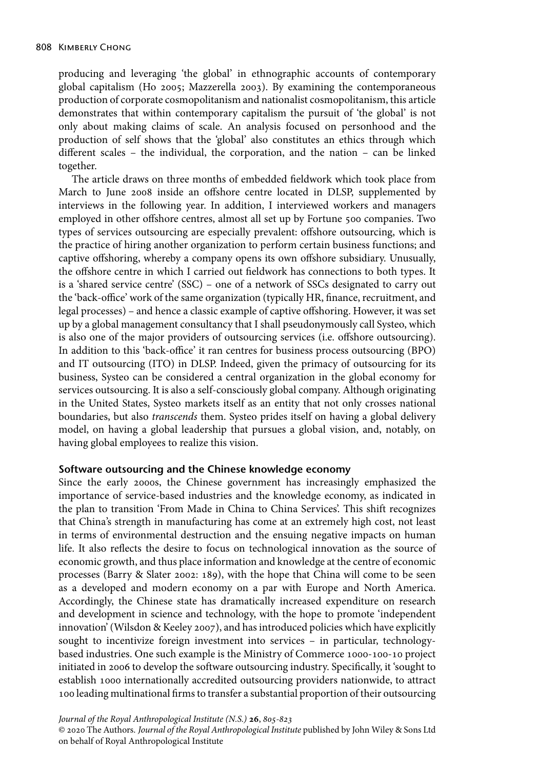producing and leveraging 'the global' in ethnographic accounts of contemporary global capitalism (Ho 2005; Mazzerella 2003). By examining the contemporaneous production of corporate cosmopolitanism and nationalist cosmopolitanism, this article demonstrates that within contemporary capitalism the pursuit of 'the global' is not only about making claims of scale. An analysis focused on personhood and the production of self shows that the 'global' also constitutes an ethics through which different scales – the individual, the corporation, and the nation – can be linked together.

The article draws on three months of embedded fieldwork which took place from March to June 2008 inside an offshore centre located in DLSP, supplemented by interviews in the following year. In addition, I interviewed workers and managers employed in other offshore centres, almost all set up by Fortune 500 companies. Two types of services outsourcing are especially prevalent: offshore outsourcing, which is the practice of hiring another organization to perform certain business functions; and captive offshoring, whereby a company opens its own offshore subsidiary. Unusually, the offshore centre in which I carried out fieldwork has connections to both types. It is a 'shared service centre' (SSC) – one of a network of SSCs designated to carry out the 'back-office' work of the same organization (typically HR, finance, recruitment, and legal processes) – and hence a classic example of captive offshoring. However, it was set up by a global management consultancy that I shall pseudonymously call Systeo, which is also one of the major providers of outsourcing services (i.e. offshore outsourcing). In addition to this 'back-office' it ran centres for business process outsourcing (BPO) and IT outsourcing (ITO) in DLSP. Indeed, given the primacy of outsourcing for its business, Systeo can be considered a central organization in the global economy for services outsourcing. It is also a self-consciously global company. Although originating in the United States, Systeo markets itself as an entity that not only crosses national boundaries, but also *transcends* them. Systeo prides itself on having a global delivery model, on having a global leadership that pursues a global vision, and, notably, on having global employees to realize this vision.

## Software outsourcing and the Chinese knowledge economy

Since the early 2000s, the Chinese government has increasingly emphasized the importance of service-based industries and the knowledge economy, as indicated in the plan to transition 'From Made in China to China Services'. This shift recognizes that China's strength in manufacturing has come at an extremely high cost, not least in terms of environmental destruction and the ensuing negative impacts on human life. It also reflects the desire to focus on technological innovation as the source of economic growth, and thus place information and knowledge at the centre of economic processes (Barry & Slater 2002: 189), with the hope that China will come to be seen as a developed and modern economy on a par with Europe and North America. Accordingly, the Chinese state has dramatically increased expenditure on research and development in science and technology, with the hope to promote 'independent innovation' (Wilsdon & Keeley 2007), and has introduced policies which have explicitly sought to incentivize foreign investment into services – in particular, technology-based industries. One such example is the Ministry of Commerce 1000-100-10 project initiated in 2006 to develop the software outsourcing industry. Specifically, it 'sought to establish 1000 internationally accredited outsourcing providers nationwide, to attract 100 leading multinational firms to transfer a substantial proportion of their outsourcing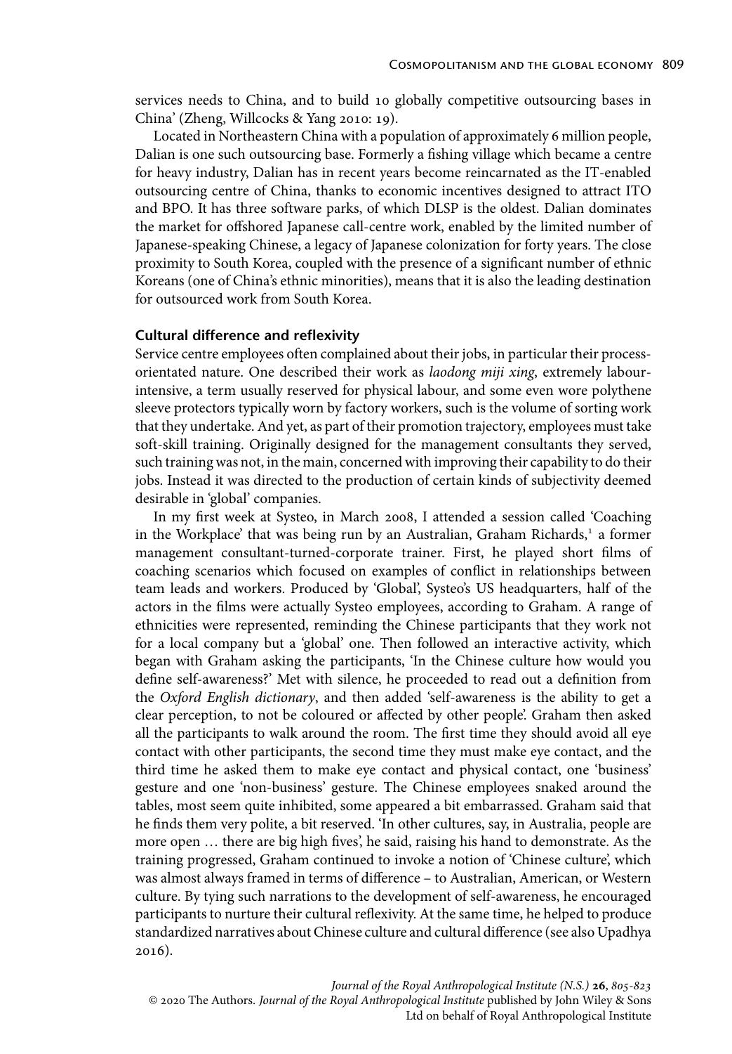services needs to China, and to build 10 globally competitive outsourcing bases in China' (Zheng, Willcocks & Yang 2010: 19).

Located in Northeastern China with a population of approximately 6 million people, Dalian is one such outsourcing base. Formerly a fishing village which became a centre for heavy industry, Dalian has in recent years become reincarnated as the IT-enabled outsourcing centre of China, thanks to economic incentives designed to attract ITO and BPO. It has three software parks, of which DLSP is the oldest. Dalian dominates the market for offshored Japanese call-centre work, enabled by the limited number of Japanese-speaking Chinese, a legacy of Japanese colonization for forty years. The close proximity to South Korea, coupled with the presence of a significant number of ethnic Koreans (one of China's ethnic minorities), means that it is also the leading destination for outsourced work from South Korea.

## Cultural difference and reflexivity

Service centre employees often complained about their jobs, in particular their process-orientated nature. One described their work as *laodong miji xing*, extremely labour-intensive, a term usually reserved for physical labour, and some even wore polythene sleeve protectors typically worn by factory workers, such is the volume of sorting work that they undertake. And yet, as part of their promotion trajectory, employees must take soft-skill training. Originally designed for the management consultants they served, such training was not, in the main, concerned with improving their capability to do their jobs. Instead it was directed to the production of certain kinds of subjectivity deemed desirable in 'global' companies.

In my first week at Systeo, in March 2008, I attended a session called 'Coaching in the Workplace' that was being run by an Australian, Graham Richards,[1] a former management consultant-turned-corporate trainer. First, he played short films of coaching scenarios which focused on examples of conflict in relationships between team leads and workers. Produced by 'Global', Systeo's US headquarters, half of the actors in the films were actually Systeo employees, according to Graham. A range of ethnicities were represented, reminding the Chinese participants that they work not for a local company but a 'global' one. Then followed an interactive activity, which began with Graham asking the participants, 'In the Chinese culture how would you define self-awareness?' Met with silence, he proceeded to read out a definition from the *Oxford English dictionary*, and then added 'self-awareness is the ability to get a clear perception, to not be coloured or affected by other people'. Graham then asked all the participants to walk around the room. The first time they should avoid all eye contact with other participants, the second time they must make eye contact, and the third time he asked them to make eye contact and physical contact, one 'business' gesture and one 'non-business' gesture. The Chinese employees snaked around the tables, most seem quite inhibited, some appeared a bit embarrassed. Graham said that he finds them very polite, a bit reserved. 'In other cultures, say, in Australia, people are more open … there are big high fives', he said, raising his hand to demonstrate. As the training progressed, Graham continued to invoke a notion of 'Chinese culture', which was almost always framed in terms of difference – to Australian, American, or Western culture. By tying such narrations to the development of self-awareness, he encouraged participants to nurture their cultural reflexivity. At the same time, he helped to produce standardized narratives about Chinese culture and cultural difference (see also Upadhya 2016).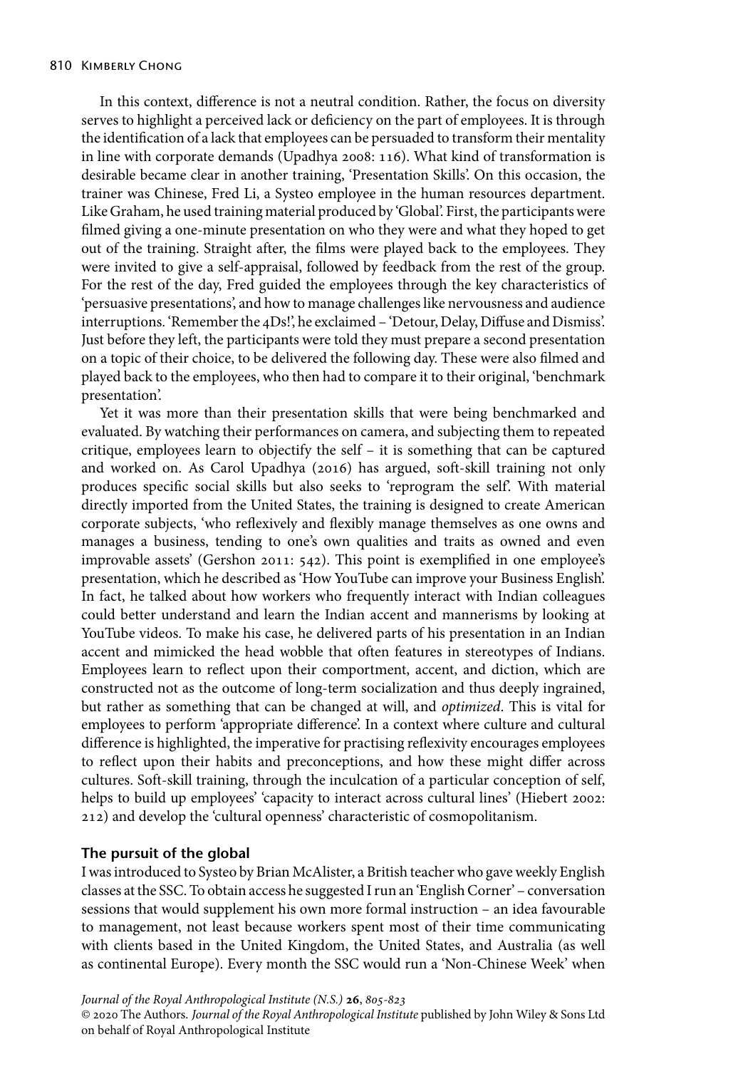In this context, difference is not a neutral condition. Rather, the focus on diversity serves to highlight a perceived lack or deficiency on the part of employees. It is through the identification of a lack that employees can be persuaded to transform their mentality in line with corporate demands (Upadhya 2008: 116). What kind of transformation is desirable became clear in another training, 'Presentation Skills'. On this occasion, the trainer was Chinese, Fred Li, a Systeo employee in the human resources department. Like Graham, he used training material produced by 'Global'. First, the participants were filmed giving a one-minute presentation on who they were and what they hoped to get out of the training. Straight after, the films were played back to the employees. They were invited to give a self-appraisal, followed by feedback from the rest of the group. For the rest of the day, Fred guided the employees through the key characteristics of 'persuasive presentations', and how to manage challenges like nervousness and audience interruptions. 'Remember the 4Ds!', he exclaimed – 'Detour, Delay, Diffuse and Dismiss'. Just before they left, the participants were told they must prepare a second presentation on a topic of their choice, to be delivered the following day. These were also filmed and played back to the employees, who then had to compare it to their original, 'benchmark presentation'.

Yet it was more than their presentation skills that were being benchmarked and evaluated. By watching their performances on camera, and subjecting them to repeated critique, employees learn to objectify the self – it is something that can be captured and worked on. As Carol Upadhya (2016) has argued, soft-skill training not only produces specific social skills but also seeks to 'reprogram the self'. With material directly imported from the United States, the training is designed to create American corporate subjects, 'who reflexively and flexibly manage themselves as one owns and manages a business, tending to one's own qualities and traits as owned and even improvable assets' (Gershon 2011: 542). This point is exemplified in one employee's presentation, which he described as 'How YouTube can improve your Business English'. In fact, he talked about how workers who frequently interact with Indian colleagues could better understand and learn the Indian accent and mannerisms by looking at YouTube videos. To make his case, he delivered parts of his presentation in an Indian accent and mimicked the head wobble that often features in stereotypes of Indians. Employees learn to reflect upon their comportment, accent, and diction, which are constructed not as the outcome of long-term socialization and thus deeply ingrained, but rather as something that can be changed at will, and *optimized*. This is vital for employees to perform 'appropriate difference'. In a context where culture and cultural difference is highlighted, the imperative for practising reflexivity encourages employees to reflect upon their habits and preconceptions, and how these might differ across cultures. Soft-skill training, through the inculcation of a particular conception of self, helps to build up employees' 'capacity to interact across cultural lines' (Hiebert 2002: 212) and develop the 'cultural openness' characteristic of cosmopolitanism.

## The pursuit of the global

I was introduced to Systeo by Brian McAlister, a British teacher who gave weekly English classes at the SSC. To obtain access he suggested I run an 'English Corner' – conversation sessions that would supplement his own more formal instruction – an idea favourable to management, not least because workers spent most of their time communicating with clients based in the United Kingdom, the United States, and Australia (as well as continental Europe). Every month the SSC would run a 'Non-Chinese Week' when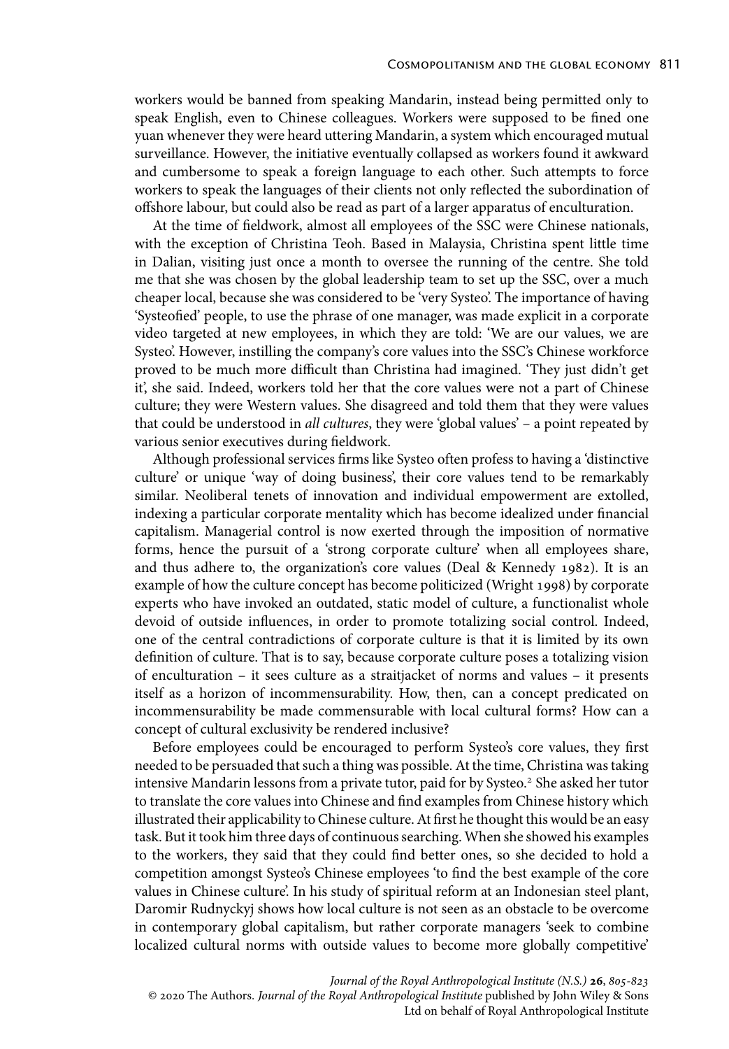workers would be banned from speaking Mandarin, instead being permitted only to speak English, even to Chinese colleagues. Workers were supposed to be fined one yuan whenever they were heard uttering Mandarin, a system which encouraged mutual surveillance. However, the initiative eventually collapsed as workers found it awkward and cumbersome to speak a foreign language to each other. Such attempts to force workers to speak the languages of their clients not only reflected the subordination of offshore labour, but could also be read as part of a larger apparatus of enculturation.

At the time of fieldwork, almost all employees of the SSC were Chinese nationals, with the exception of Christina Teoh. Based in Malaysia, Christina spent little time in Dalian, visiting just once a month to oversee the running of the centre. She told me that she was chosen by the global leadership team to set up the SSC, over a much cheaper local, because she was considered to be 'very Systeo'. The importance of having 'Systeofied' people, to use the phrase of one manager, was made explicit in a corporate video targeted at new employees, in which they are told: 'We are our values, we are Systeo'. However, instilling the company's core values into the SSC's Chinese workforce proved to be much more difficult than Christina had imagined. 'They just didn't get it', she said. Indeed, workers told her that the core values were not a part of Chinese culture; they were Western values. She disagreed and told them that they were values that could be understood in *all cultures*, they were 'global values' – a point repeated by various senior executives during fieldwork.

Although professional services firms like Systeo often profess to having a 'distinctive culture' or unique 'way of doing business', their core values tend to be remarkably similar. Neoliberal tenets of innovation and individual empowerment are extolled, indexing a particular corporate mentality which has become idealized under financial capitalism. Managerial control is now exerted through the imposition of normative forms, hence the pursuit of a 'strong corporate culture' when all employees share, and thus adhere to, the organization's core values (Deal & Kennedy 1982). It is an example of how the culture concept has become politicized (Wright 1998) by corporate experts who have invoked an outdated, static model of culture, a functionalist whole devoid of outside influences, in order to promote totalizing social control. Indeed, one of the central contradictions of corporate culture is that it is limited by its own definition of culture. That is to say, because corporate culture poses a totalizing vision of enculturation – it sees culture as a straitjacket of norms and values – it presents itself as a horizon of incommensurability. How, then, can a concept predicated on incommensurability be made commensurable with local cultural forms? How can a concept of cultural exclusivity be rendered inclusive?

Before employees could be encouraged to perform Systeo's core values, they first needed to be persuaded that such a thing was possible. At the time, Christina was taking intensive Mandarin lessons from a private tutor, paid for by Systeo.[2] She asked her tutor to translate the core values into Chinese and find examples from Chinese history which illustrated their applicability to Chinese culture. At first he thought this would be an easy task. But it took him three days of continuous searching. When she showed his examples to the workers, they said that they could find better ones, so she decided to hold a competition amongst Systeo's Chinese employees 'to find the best example of the core values in Chinese culture'. In his study of spiritual reform at an Indonesian steel plant, Daromir Rudnyckyj shows how local culture is not seen as an obstacle to be overcome in contemporary global capitalism, but rather corporate managers 'seek to combine localized cultural norms with outside values to become more globally competitive'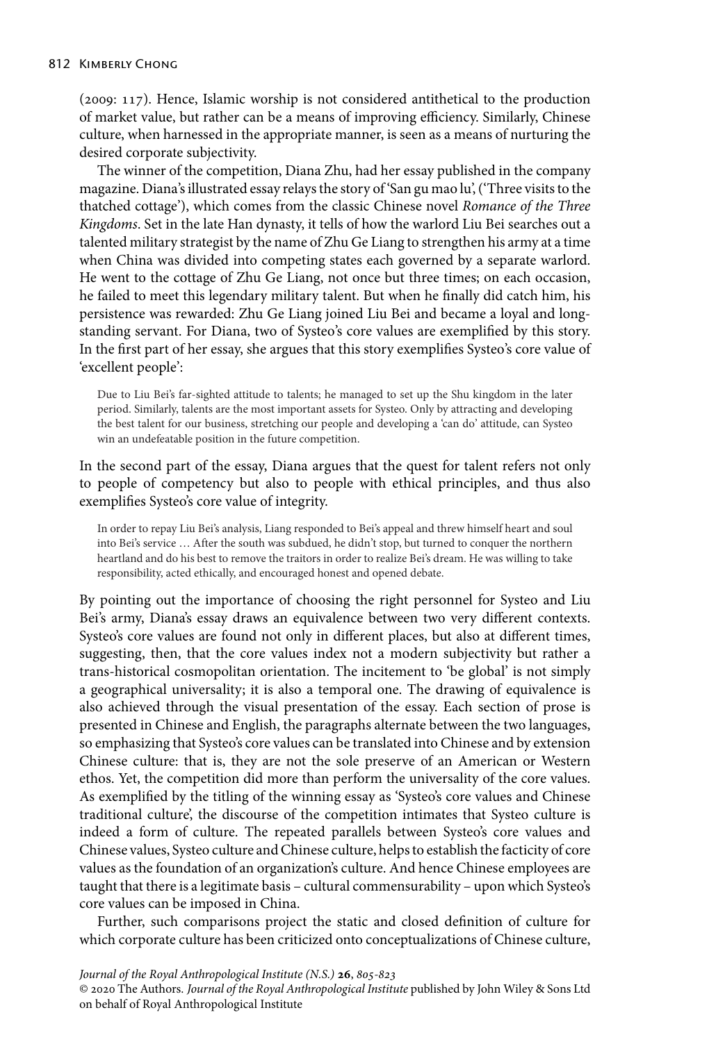(2009: 117). Hence, Islamic worship is not considered antithetical to the production of market value, but rather can be a means of improving efficiency. Similarly, Chinese culture, when harnessed in the appropriate manner, is seen as a means of nurturing the desired corporate subjectivity.

The winner of the competition, Diana Zhu, had her essay published in the company magazine. Diana's illustrated essay relays the story of 'San gu mao lu', ('Three visits to the thatched cottage'), which comes from the classic Chinese novel *Romance of the Three Kingdoms*. Set in the late Han dynasty, it tells of how the warlord Liu Bei searches out a talented military strategist by the name of Zhu Ge Liang to strengthen his army at a time when China was divided into competing states each governed by a separate warlord. He went to the cottage of Zhu Ge Liang, not once but three times; on each occasion, he failed to meet this legendary military talent. But when he finally did catch him, his persistence was rewarded: Zhu Ge Liang joined Liu Bei and became a loyal and long-standing servant. For Diana, two of Systeo's core values are exemplified by this story. In the first part of her essay, she argues that this story exemplifies Systeo's core value of 'excellent people':

> Due to Liu Bei's far-sighted attitude to talents; he managed to set up the Shu kingdom in the later period. Similarly, talents are the most important assets for Systeo. Only by attracting and developing the best talent for our business, stretching our people and developing a 'can do' attitude, can Systeo win an undefeatable position in the future competition.

In the second part of the essay, Diana argues that the quest for talent refers not only to people of competency but also to people with ethical principles, and thus also exemplifies Systeo's core value of integrity.

> In order to repay Liu Bei's analysis, Liang responded to Bei's appeal and threw himself heart and soul into Bei's service … After the south was subdued, he didn't stop, but turned to conquer the northern heartland and do his best to remove the traitors in order to realize Bei's dream. He was willing to take responsibility, acted ethically, and encouraged honest and opened debate.

By pointing out the importance of choosing the right personnel for Systeo and Liu Bei's army, Diana's essay draws an equivalence between two very different contexts. Systeo's core values are found not only in different places, but also at different times, suggesting, then, that the core values index not a modern subjectivity but rather a trans-historical cosmopolitan orientation. The incitement to 'be global' is not simply a geographical universality; it is also a temporal one. The drawing of equivalence is also achieved through the visual presentation of the essay. Each section of prose is presented in Chinese and English, the paragraphs alternate between the two languages, so emphasizing that Systeo's core values can be translated into Chinese and by extension Chinese culture: that is, they are not the sole preserve of an American or Western ethos. Yet, the competition did more than perform the universality of the core values. As exemplified by the titling of the winning essay as 'Systeo's core values and Chinese traditional culture', the discourse of the competition intimates that Systeo culture is indeed a form of culture. The repeated parallels between Systeo's core values and Chinese values, Systeo culture and Chinese culture, helps to establish the facticity of core values as the foundation of an organization's culture. And hence Chinese employees are taught that there is a legitimate basis – cultural commensurability – upon which Systeo's core values can be imposed in China.

Further, such comparisons project the static and closed definition of culture for which corporate culture has been criticized onto conceptualizations of Chinese culture,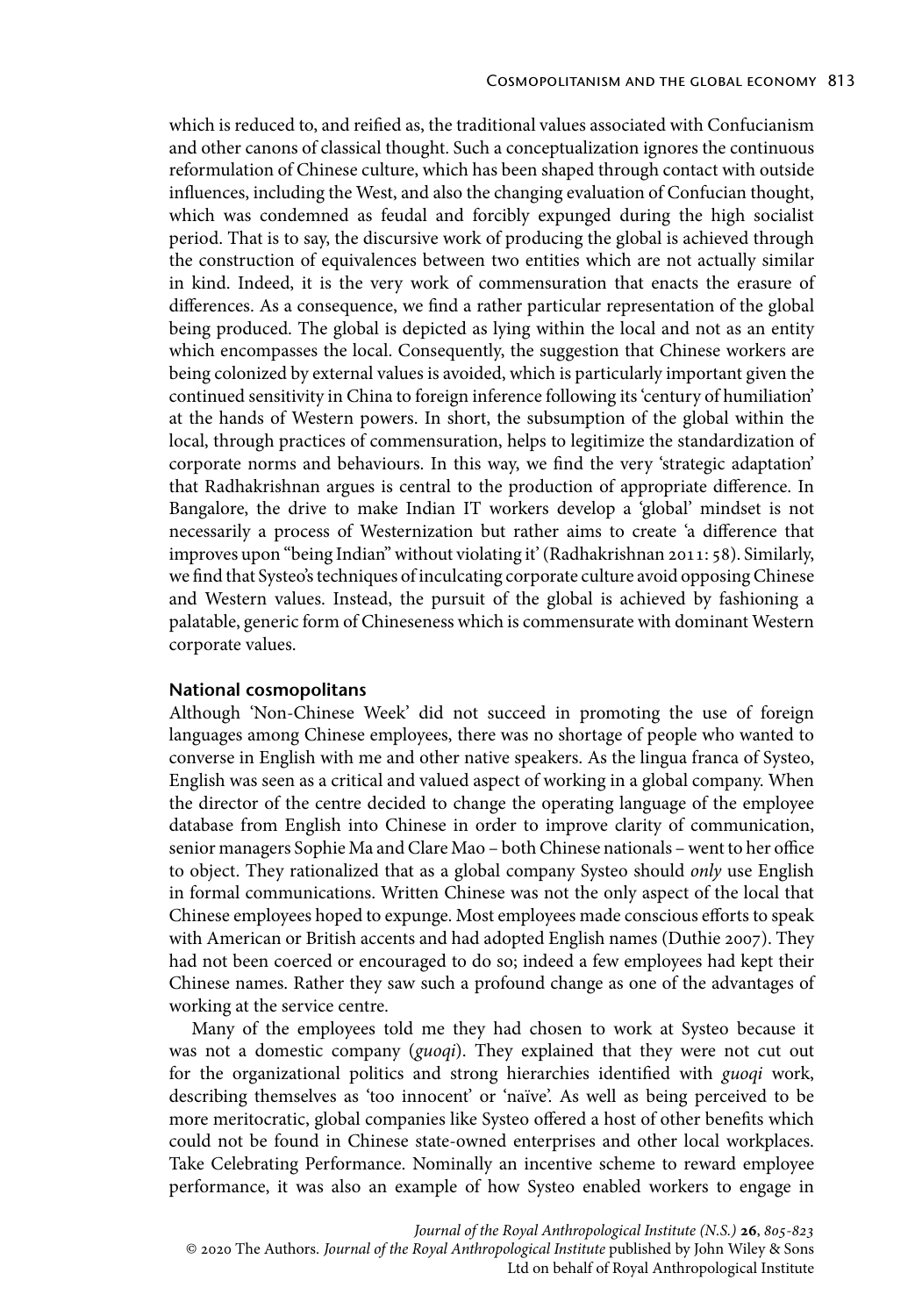which is reduced to, and reified as, the traditional values associated with Confucianism and other canons of classical thought. Such a conceptualization ignores the continuous reformulation of Chinese culture, which has been shaped through contact with outside influences, including the West, and also the changing evaluation of Confucian thought, which was condemned as feudal and forcibly expunged during the high socialist period. That is to say, the discursive work of producing the global is achieved through the construction of equivalences between two entities which are not actually similar in kind. Indeed, it is the very work of commensuration that enacts the erasure of differences. As a consequence, we find a rather particular representation of the global being produced. The global is depicted as lying within the local and not as an entity which encompasses the local. Consequently, the suggestion that Chinese workers are being colonized by external values is avoided, which is particularly important given the continued sensitivity in China to foreign inference following its 'century of humiliation' at the hands of Western powers. In short, the subsumption of the global within the local, through practices of commensuration, helps to legitimize the standardization of corporate norms and behaviours. In this way, we find the very 'strategic adaptation' that Radhakrishnan argues is central to the production of appropriate difference. In Bangalore, the drive to make Indian IT workers develop a 'global' mindset is not necessarily a process of Westernization but rather aims to create 'a difference that improves upon "being Indian" without violating it' (Radhakrishnan 2011: 58). Similarly, we find that Systeo's techniques of inculcating corporate culture avoid opposing Chinese and Western values. Instead, the pursuit of the global is achieved by fashioning a palatable, generic form of Chineseness which is commensurate with dominant Western corporate values.

## National cosmopolitans

Although 'Non-Chinese Week' did not succeed in promoting the use of foreign languages among Chinese employees, there was no shortage of people who wanted to converse in English with me and other native speakers. As the lingua franca of Systeo, English was seen as a critical and valued aspect of working in a global company. When the director of the centre decided to change the operating language of the employee database from English into Chinese in order to improve clarity of communication, senior managers Sophie Ma and Clare Mao – both Chinese nationals – went to her office to object. They rationalized that as a global company Systeo should *only* use English in formal communications. Written Chinese was not the only aspect of the local that Chinese employees hoped to expunge. Most employees made conscious efforts to speak with American or British accents and had adopted English names (Duthie 2007). They had not been coerced or encouraged to do so; indeed a few employees had kept their Chinese names. Rather they saw such a profound change as one of the advantages of working at the service centre.

Many of the employees told me they had chosen to work at Systeo because it was not a domestic company (*guoqi*). They explained that they were not cut out for the organizational politics and strong hierarchies identified with *guoqi* work, describing themselves as 'too innocent' or 'naïve'. As well as being perceived to be more meritocratic, global companies like Systeo offered a host of other benefits which could not be found in Chinese state-owned enterprises and other local workplaces. Take Celebrating Performance. Nominally an incentive scheme to reward employee performance, it was also an example of how Systeo enabled workers to engage in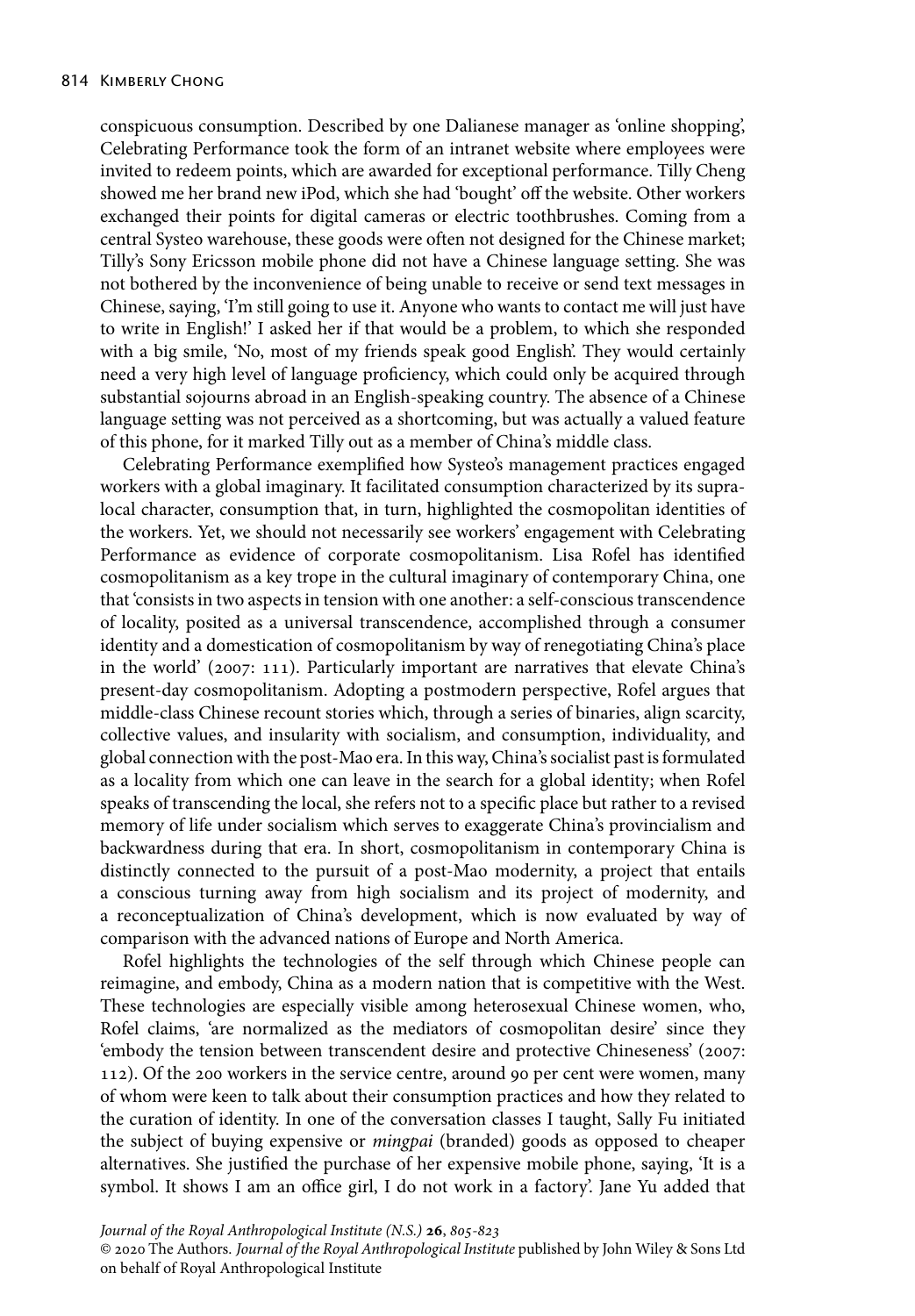conspicuous consumption. Described by one Dalianese manager as 'online shopping', Celebrating Performance took the form of an intranet website where employees were invited to redeem points, which are awarded for exceptional performance. Tilly Cheng showed me her brand new iPod, which she had 'bought' off the website. Other workers exchanged their points for digital cameras or electric toothbrushes. Coming from a central Systeo warehouse, these goods were often not designed for the Chinese market; Tilly's Sony Ericsson mobile phone did not have a Chinese language setting. She was not bothered by the inconvenience of being unable to receive or send text messages in Chinese, saying, 'I'm still going to use it. Anyone who wants to contact me will just have to write in English!' I asked her if that would be a problem, to which she responded with a big smile, 'No, most of my friends speak good English'. They would certainly need a very high level of language proficiency, which could only be acquired through substantial sojourns abroad in an English-speaking country. The absence of a Chinese language setting was not perceived as a shortcoming, but was actually a valued feature of this phone, for it marked Tilly out as a member of China's middle class.

Celebrating Performance exemplified how Systeo's management practices engaged workers with a global imaginary. It facilitated consumption characterized by its supra-local character, consumption that, in turn, highlighted the cosmopolitan identities of the workers. Yet, we should not necessarily see workers' engagement with Celebrating Performance as evidence of corporate cosmopolitanism. Lisa Rofel has identified cosmopolitanism as a key trope in the cultural imaginary of contemporary China, one that 'consists in two aspects in tension with one another: a self-conscious transcendence of locality, posited as a universal transcendence, accomplished through a consumer identity and a domestication of cosmopolitanism by way of renegotiating China's place in the world' (2007: 111). Particularly important are narratives that elevate China's present-day cosmopolitanism. Adopting a postmodern perspective, Rofel argues that middle-class Chinese recount stories which, through a series of binaries, align scarcity, collective values, and insularity with socialism, and consumption, individuality, and global connection with the post-Mao era. In this way, China's socialist past is formulated as a locality from which one can leave in the search for a global identity; when Rofel speaks of transcending the local, she refers not to a specific place but rather to a revised memory of life under socialism which serves to exaggerate China's provincialism and backwardness during that era. In short, cosmopolitanism in contemporary China is distinctly connected to the pursuit of a post-Mao modernity, a project that entails a conscious turning away from high socialism and its project of modernity, and a reconceptualization of China's development, which is now evaluated by way of comparison with the advanced nations of Europe and North America.

Rofel highlights the technologies of the self through which Chinese people can reimagine, and embody, China as a modern nation that is competitive with the West. These technologies are especially visible among heterosexual Chinese women, who, Rofel claims, 'are normalized as the mediators of cosmopolitan desire' since they 'embody the tension between transcendent desire and protective Chineseness' (2007: 112). Of the 200 workers in the service centre, around 90 per cent were women, many of whom were keen to talk about their consumption practices and how they related to the curation of identity. In one of the conversation classes I taught, Sally Fu initiated the subject of buying expensive or *mingpai* (branded) goods as opposed to cheaper alternatives. She justified the purchase of her expensive mobile phone, saying, 'It is a symbol. It shows I am an office girl, I do not work in a factory'. Jane Yu added that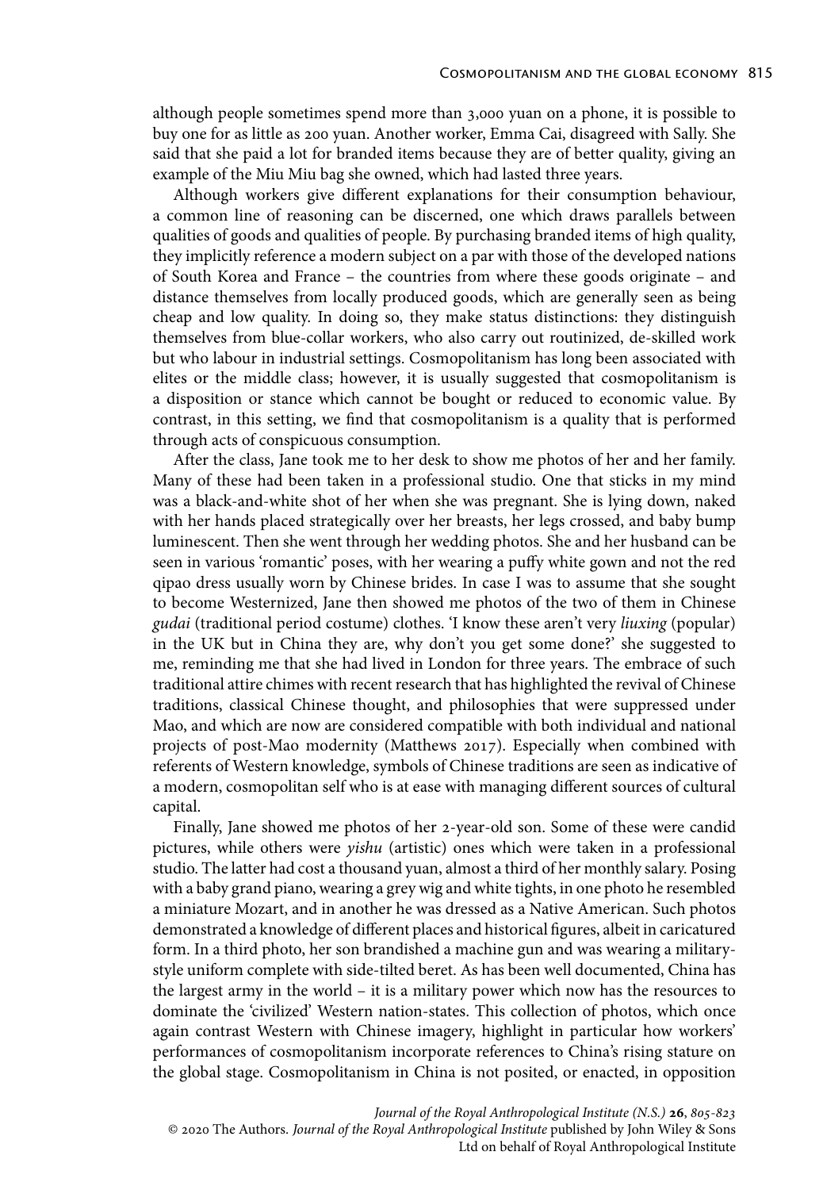although people sometimes spend more than 3,000 yuan on a phone, it is possible to buy one for as little as 200 yuan. Another worker, Emma Cai, disagreed with Sally. She said that she paid a lot for branded items because they are of better quality, giving an example of the Miu Miu bag she owned, which had lasted three years.

Although workers give different explanations for their consumption behaviour, a common line of reasoning can be discerned, one which draws parallels between qualities of goods and qualities of people. By purchasing branded items of high quality, they implicitly reference a modern subject on a par with those of the developed nations of South Korea and France – the countries from where these goods originate – and distance themselves from locally produced goods, which are generally seen as being cheap and low quality. In doing so, they make status distinctions: they distinguish themselves from blue-collar workers, who also carry out routinized, de-skilled work but who labour in industrial settings. Cosmopolitanism has long been associated with elites or the middle class; however, it is usually suggested that cosmopolitanism is a disposition or stance which cannot be bought or reduced to economic value. By contrast, in this setting, we find that cosmopolitanism is a quality that is performed through acts of conspicuous consumption.

After the class, Jane took me to her desk to show me photos of her and her family. Many of these had been taken in a professional studio. One that sticks in my mind was a black-and-white shot of her when she was pregnant. She is lying down, naked with her hands placed strategically over her breasts, her legs crossed, and baby bump luminescent. Then she went through her wedding photos. She and her husband can be seen in various 'romantic' poses, with her wearing a puffy white gown and not the red qipao dress usually worn by Chinese brides. In case I was to assume that she sought to become Westernized, Jane then showed me photos of the two of them in Chinese *gudai* (traditional period costume) clothes. 'I know these aren't very *liuxing* (popular) in the UK but in China they are, why don't you get some done?' she suggested to me, reminding me that she had lived in London for three years. The embrace of such traditional attire chimes with recent research that has highlighted the revival of Chinese traditions, classical Chinese thought, and philosophies that were suppressed under Mao, and which are now are considered compatible with both individual and national projects of post-Mao modernity (Matthews 2017). Especially when combined with referents of Western knowledge, symbols of Chinese traditions are seen as indicative of a modern, cosmopolitan self who is at ease with managing different sources of cultural capital.

Finally, Jane showed me photos of her 2-year-old son. Some of these were candid pictures, while others were *yishu* (artistic) ones which were taken in a professional studio. The latter had cost a thousand yuan, almost a third of her monthly salary. Posing with a baby grand piano, wearing a grey wig and white tights, in one photo he resembled a miniature Mozart, and in another he was dressed as a Native American. Such photos demonstrated a knowledge of different places and historical figures, albeit in caricatured form. In a third photo, her son brandished a machine gun and was wearing a military-style uniform complete with side-tilted beret. As has been well documented, China has the largest army in the world – it is a military power which now has the resources to dominate the 'civilized' Western nation-states. This collection of photos, which once again contrast Western with Chinese imagery, highlight in particular how workers' performances of cosmopolitanism incorporate references to China's rising stature on the global stage. Cosmopolitanism in China is not posited, or enacted, in opposition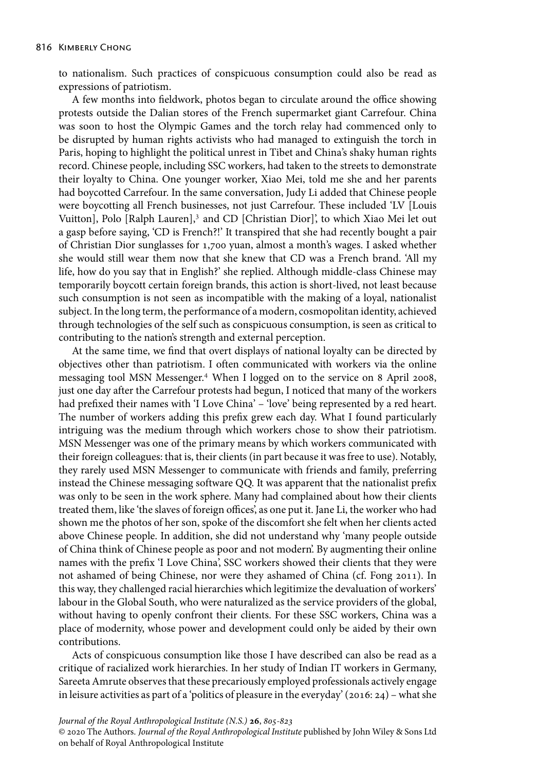to nationalism. Such practices of conspicuous consumption could also be read as expressions of patriotism.

A few months into fieldwork, photos began to circulate around the office showing protests outside the Dalian stores of the French supermarket giant Carrefour. China was soon to host the Olympic Games and the torch relay had commenced only to be disrupted by human rights activists who had managed to extinguish the torch in Paris, hoping to highlight the political unrest in Tibet and China's shaky human rights record. Chinese people, including SSC workers, had taken to the streets to demonstrate their loyalty to China. One younger worker, Xiao Mei, told me she and her parents had boycotted Carrefour. In the same conversation, Judy Li added that Chinese people were boycotting all French businesses, not just Carrefour. These included 'LV [Louis Vuitton], Polo [Ralph Lauren],[3] and CD [Christian Dior]', to which Xiao Mei let out a gasp before saying, 'CD is French?!' It transpired that she had recently bought a pair of Christian Dior sunglasses for 1,700 yuan, almost a month's wages. I asked whether she would still wear them now that she knew that CD was a French brand. 'All my life, how do you say that in English?' she replied. Although middle-class Chinese may temporarily boycott certain foreign brands, this action is short-lived, not least because such consumption is not seen as incompatible with the making of a loyal, nationalist subject. In the long term, the performance of a modern, cosmopolitan identity, achieved through technologies of the self such as conspicuous consumption, is seen as critical to contributing to the nation's strength and external perception.

At the same time, we find that overt displays of national loyalty can be directed by objectives other than patriotism. I often communicated with workers via the online messaging tool MSN Messenger.[4] When I logged on to the service on 8 April 2008, just one day after the Carrefour protests had begun, I noticed that many of the workers had prefixed their names with 'I Love China' – 'love' being represented by a red heart. The number of workers adding this prefix grew each day. What I found particularly intriguing was the medium through which workers chose to show their patriotism. MSN Messenger was one of the primary means by which workers communicated with their foreign colleagues: that is, their clients (in part because it was free to use). Notably, they rarely used MSN Messenger to communicate with friends and family, preferring instead the Chinese messaging software QQ. It was apparent that the nationalist prefix was only to be seen in the work sphere. Many had complained about how their clients treated them, like 'the slaves of foreign offices', as one put it. Jane Li, the worker who had shown me the photos of her son, spoke of the discomfort she felt when her clients acted above Chinese people. In addition, she did not understand why 'many people outside of China think of Chinese people as poor and not modern'. By augmenting their online names with the prefix 'I Love China', SSC workers showed their clients that they were not ashamed of being Chinese, nor were they ashamed of China (cf. Fong 2011). In this way, they challenged racial hierarchies which legitimize the devaluation of workers' labour in the Global South, who were naturalized as the service providers of the global, without having to openly confront their clients. For these SSC workers, China was a place of modernity, whose power and development could only be aided by their own contributions.

Acts of conspicuous consumption like those I have described can also be read as a critique of racialized work hierarchies. In her study of Indian IT workers in Germany, Sareeta Amrute observes that these precariously employed professionals actively engage in leisure activities as part of a 'politics of pleasure in the everyday' (2016: 24) – what she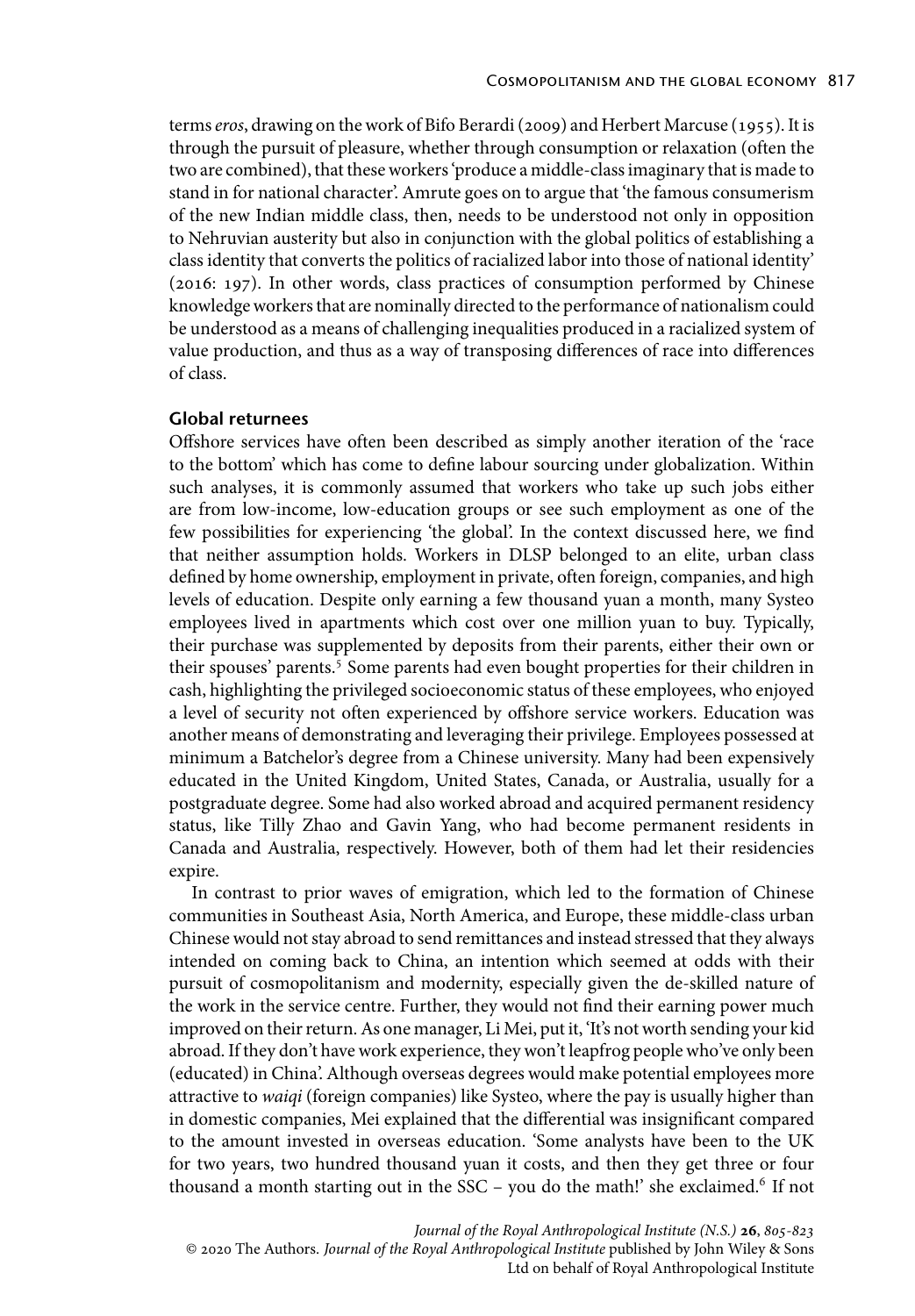terms *eros*, drawing on the work of Bifo Berardi (2009) and Herbert Marcuse (1955). It is through the pursuit of pleasure, whether through consumption or relaxation (often the two are combined), that these workers 'produce a middle-class imaginary that is made to stand in for national character'. Amrute goes on to argue that 'the famous consumerism of the new Indian middle class, then, needs to be understood not only in opposition to Nehruvian austerity but also in conjunction with the global politics of establishing a class identity that converts the politics of racialized labor into those of national identity' (2016: 197). In other words, class practices of consumption performed by Chinese knowledge workers that are nominally directed to the performance of nationalism could be understood as a means of challenging inequalities produced in a racialized system of value production, and thus as a way of transposing differences of race into differences of class.

### Global returnees

Offshore services have often been described as simply another iteration of the 'race to the bottom' which has come to define labour sourcing under globalization. Within such analyses, it is commonly assumed that workers who take up such jobs either are from low-income, low-education groups or see such employment as one of the few possibilities for experiencing 'the global'. In the context discussed here, we find that neither assumption holds. Workers in DLSP belonged to an elite, urban class defined by home ownership, employment in private, often foreign, companies, and high levels of education. Despite only earning a few thousand yuan a month, many Systeo employees lived in apartments which cost over one million yuan to buy. Typically, their purchase was supplemented by deposits from their parents, either their own or their spouses' parents.[5] Some parents had even bought properties for their children in cash, highlighting the privileged socioeconomic status of these employees, who enjoyed a level of security not often experienced by offshore service workers. Education was another means of demonstrating and leveraging their privilege. Employees possessed at minimum a Batchelor's degree from a Chinese university. Many had been expensively educated in the United Kingdom, United States, Canada, or Australia, usually for a postgraduate degree. Some had also worked abroad and acquired permanent residency status, like Tilly Zhao and Gavin Yang, who had become permanent residents in Canada and Australia, respectively. However, both of them had let their residencies expire.

In contrast to prior waves of emigration, which led to the formation of Chinese communities in Southeast Asia, North America, and Europe, these middle-class urban Chinese would not stay abroad to send remittances and instead stressed that they always intended on coming back to China, an intention which seemed at odds with their pursuit of cosmopolitanism and modernity, especially given the de-skilled nature of the work in the service centre. Further, they would not find their earning power much improved on their return. As one manager, Li Mei, put it, 'It's not worth sending your kid abroad. If they don't have work experience, they won't leapfrog people who've only been (educated) in China'. Although overseas degrees would make potential employees more attractive to *waiqi* (foreign companies) like Systeo, where the pay is usually higher than in domestic companies, Mei explained that the differential was insignificant compared to the amount invested in overseas education. 'Some analysts have been to the UK for two years, two hundred thousand yuan it costs, and then they get three or four thousand a month starting out in the SSC – you do the math!' she exclaimed.[6] If not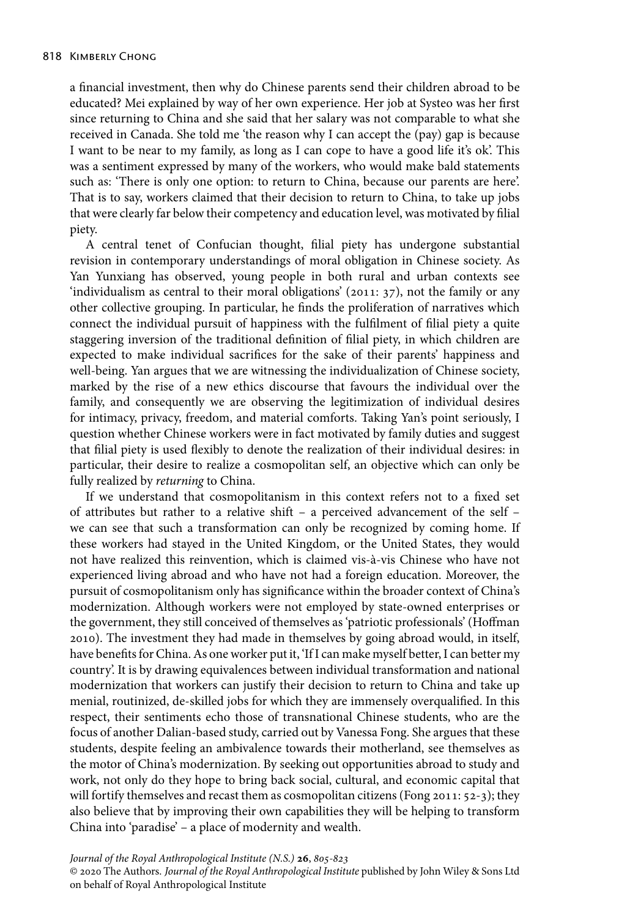a financial investment, then why do Chinese parents send their children abroad to be educated? Mei explained by way of her own experience. Her job at Systeo was her first since returning to China and she said that her salary was not comparable to what she received in Canada. She told me 'the reason why I can accept the (pay) gap is because I want to be near to my family, as long as I can cope to have a good life it's ok'. This was a sentiment expressed by many of the workers, who would make bald statements such as: 'There is only one option: to return to China, because our parents are here'. That is to say, workers claimed that their decision to return to China, to take up jobs that were clearly far below their competency and education level, was motivated by filial piety.

A central tenet of Confucian thought, filial piety has undergone substantial revision in contemporary understandings of moral obligation in Chinese society. As Yan Yunxiang has observed, young people in both rural and urban contexts see 'individualism as central to their moral obligations' (2011: 37), not the family or any other collective grouping. In particular, he finds the proliferation of narratives which connect the individual pursuit of happiness with the fulfilment of filial piety a quite staggering inversion of the traditional definition of filial piety, in which children are expected to make individual sacrifices for the sake of their parents' happiness and well-being. Yan argues that we are witnessing the individualization of Chinese society, marked by the rise of a new ethics discourse that favours the individual over the family, and consequently we are observing the legitimization of individual desires for intimacy, privacy, freedom, and material comforts. Taking Yan's point seriously, I question whether Chinese workers were in fact motivated by family duties and suggest that filial piety is used flexibly to denote the realization of their individual desires: in particular, their desire to realize a cosmopolitan self, an objective which can only be fully realized by *returning* to China.

If we understand that cosmopolitanism in this context refers not to a fixed set of attributes but rather to a relative shift – a perceived advancement of the self – we can see that such a transformation can only be recognized by coming home. If these workers had stayed in the United Kingdom, or the United States, they would not have realized this reinvention, which is claimed vis-à-vis Chinese who have not experienced living abroad and who have not had a foreign education. Moreover, the pursuit of cosmopolitanism only has significance within the broader context of China's modernization. Although workers were not employed by state-owned enterprises or the government, they still conceived of themselves as 'patriotic professionals' (Hoffman 2010). The investment they had made in themselves by going abroad would, in itself, have benefits for China. As one worker put it, 'If I can make myself better, I can better my country'. It is by drawing equivalences between individual transformation and national modernization that workers can justify their decision to return to China and take up menial, routinized, de-skilled jobs for which they are immensely overqualified. In this respect, their sentiments echo those of transnational Chinese students, who are the focus of another Dalian-based study, carried out by Vanessa Fong. She argues that these students, despite feeling an ambivalence towards their motherland, see themselves as the motor of China's modernization. By seeking out opportunities abroad to study and work, not only do they hope to bring back social, cultural, and economic capital that will fortify themselves and recast them as cosmopolitan citizens (Fong 2011: 52-3); they also believe that by improving their own capabilities they will be helping to transform China into 'paradise' – a place of modernity and wealth.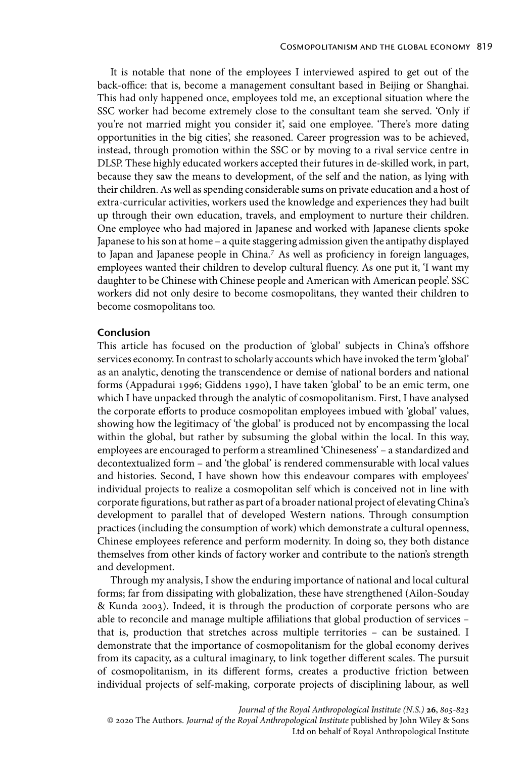It is notable that none of the employees I interviewed aspired to get out of the back-office: that is, become a management consultant based in Beijing or Shanghai. This had only happened once, employees told me, an exceptional situation where the SSC worker had become extremely close to the consultant team she served. 'Only if you're not married might you consider it', said one employee. 'There's more dating opportunities in the big cities', she reasoned. Career progression was to be achieved, instead, through promotion within the SSC or by moving to a rival service centre in DLSP. These highly educated workers accepted their futures in de-skilled work, in part, because they saw the means to development, of the self and the nation, as lying with their children. As well as spending considerable sums on private education and a host of extra-curricular activities, workers used the knowledge and experiences they had built up through their own education, travels, and employment to nurture their children. One employee who had majored in Japanese and worked with Japanese clients spoke Japanese to his son at home – a quite staggering admission given the antipathy displayed to Japan and Japanese people in China.[7] As well as proficiency in foreign languages, employees wanted their children to develop cultural fluency. As one put it, 'I want my daughter to be Chinese with Chinese people and American with American people'. SSC workers did not only desire to become cosmopolitans, they wanted their children to become cosmopolitans too.

## Conclusion

This article has focused on the production of 'global' subjects in China's offshore services economy. In contrast to scholarly accounts which have invoked the term 'global' as an analytic, denoting the transcendence or demise of national borders and national forms (Appadurai 1996; Giddens 1990), I have taken 'global' to be an emic term, one which I have unpacked through the analytic of cosmopolitanism. First, I have analysed the corporate efforts to produce cosmopolitan employees imbued with 'global' values, showing how the legitimacy of 'the global' is produced not by encompassing the local within the global, but rather by subsuming the global within the local. In this way, employees are encouraged to perform a streamlined 'Chineseness' – a standardized and decontextualized form – and 'the global' is rendered commensurable with local values and histories. Second, I have shown how this endeavour compares with employees' individual projects to realize a cosmopolitan self which is conceived not in line with corporate figurations, but rather as part of a broader national project of elevating China's development to parallel that of developed Western nations. Through consumption practices (including the consumption of work) which demonstrate a cultural openness, Chinese employees reference and perform modernity. In doing so, they both distance themselves from other kinds of factory worker and contribute to the nation's strength and development.

Through my analysis, I show the enduring importance of national and local cultural forms; far from dissipating with globalization, these have strengthened (Ailon-Souday & Kunda 2003). Indeed, it is through the production of corporate persons who are able to reconcile and manage multiple affiliations that global production of services – that is, production that stretches across multiple territories – can be sustained. I demonstrate that the importance of cosmopolitanism for the global economy derives from its capacity, as a cultural imaginary, to link together different scales. The pursuit of cosmopolitanism, in its different forms, creates a productive friction between individual projects of self-making, corporate projects of disciplining labour, as well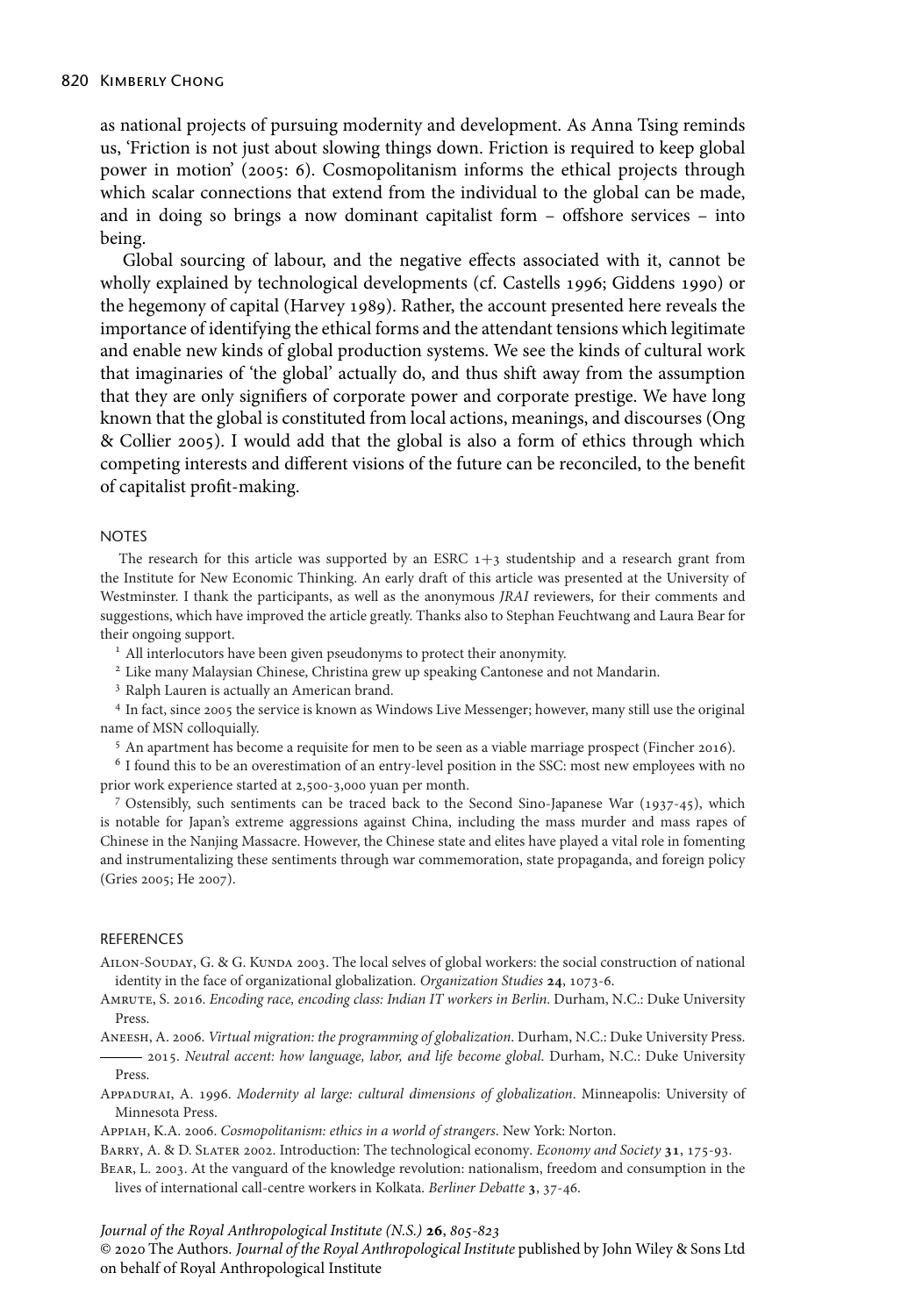as national projects of pursuing modernity and development. As Anna Tsing reminds us, 'Friction is not just about slowing things down. Friction is required to keep global power in motion' (2005: 6). Cosmopolitanism informs the ethical projects through which scalar connections that extend from the individual to the global can be made, and in doing so brings a now dominant capitalist form – offshore services – into being.

Global sourcing of labour, and the negative effects associated with it, cannot be wholly explained by technological developments (cf. Castells 1996; Giddens 1990) or the hegemony of capital (Harvey 1989). Rather, the account presented here reveals the importance of identifying the ethical forms and the attendant tensions which legitimate and enable new kinds of global production systems. We see the kinds of cultural work that imaginaries of 'the global' actually do, and thus shift away from the assumption that they are only signifiers of corporate power and corporate prestige. We have long known that the global is constituted from local actions, meanings, and discourses (Ong & Collier 2005). I would add that the global is also a form of ethics through which competing interests and different visions of the future can be reconciled, to the benefit of capitalist profit-making.

## NOTES

The research for this article was supported by an ESRC 1+3 studentship and a research grant from the Institute for New Economic Thinking. An early draft of this article was presented at the University of Westminster. I thank the participants, as well as the anonymous *JRAI* reviewers, for their comments and suggestions, which have improved the article greatly. Thanks also to Stephan Feuchtwang and Laura Bear for their ongoing support.

[1] All interlocutors have been given pseudonyms to protect their anonymity.

[2] Like many Malaysian Chinese, Christina grew up speaking Cantonese and not Mandarin.

[3] Ralph Lauren is actually an American brand.

[4] In fact, since 2005 the service is known as Windows Live Messenger; however, many still use the original name of MSN colloquially.

[5] An apartment has become a requisite for men to be seen as a viable marriage prospect (Fincher 2016).

[6] I found this to be an overestimation of an entry-level position in the SSC: most new employees with no prior work experience started at 2,500-3,000 yuan per month.

[7] Ostensibly, such sentiments can be traced back to the Second Sino-Japanese War (1937-45), which is notable for Japan's extreme aggressions against China, including the mass murder and mass rapes of Chinese in the Nanjing Massacre. However, the Chinese state and elites have played a vital role in fomenting and instrumentalizing these sentiments through war commemoration, state propaganda, and foreign policy (Gries 2005; He 2007).

## REFERENCES

Ailon-Souday, G. & G. Kunda 2003. The local selves of global workers: the social construction of national identity in the face of organizational globalization. *Organization Studies* **24**, 1073-6.

Amrute, S. 2016. *Encoding race, encoding class: Indian IT workers in Berlin*. Durham, N.C.: Duke University Press.

Aneesh, A. 2006. *Virtual migration: the programming of globalization*. Durham, N.C.: Duke University Press.

——— 2015. *Neutral accent: how language, labor, and life become global*. Durham, N.C.: Duke University Press.

Appadurai, A. 1996. *Modernity al large: cultural dimensions of globalization*. Minneapolis: University of Minnesota Press.

Appiah, K.A. 2006. *Cosmopolitanism: ethics in a world of strangers*. New York: Norton.

Barry, A. & D. Slater 2002. Introduction: The technological economy. *Economy and Society* **31**, 175-93.

Bear, L. 2003. At the vanguard of the knowledge revolution: nationalism, freedom and consumption in the lives of international call-centre workers in Kolkata. *Berliner Debatte* **3**, 37-46.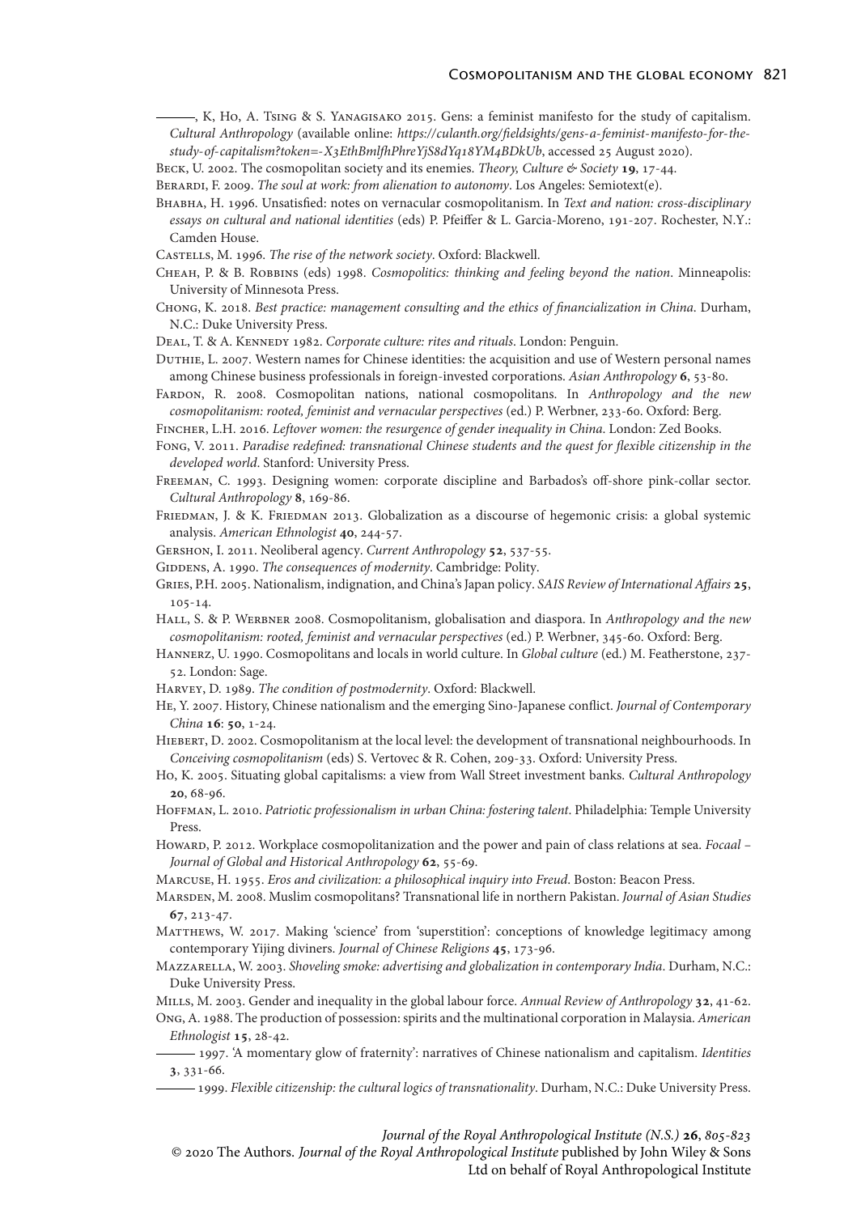———, K, Ho, A. Tsing & S. Yanagisako 2015. Gens: a feminist manifesto for the study of capitalism. *Cultural Anthropology* (available online: *https://culanth.org/fieldsights/gens-a-feminist-manifesto-for-the-study-of-capitalism?token=-X3EthBmlfhPhreYjS8dYq18YM4BDkUb*, accessed 25 August 2020).

Beck, U. 2002. The cosmopolitan society and its enemies. *Theory, Culture & Society* **19**, 17-44.

Berardi, F. 2009. *The soul at work: from alienation to autonomy*. Los Angeles: Semiotext(e).

Bhabha, H. 1996. Unsatisfied: notes on vernacular cosmopolitanism. In *Text and nation: cross-disciplinary essays on cultural and national identities* (eds) P. Pfeiffer & L. Garcia-Moreno, 191-207. Rochester, N.Y.: Camden House.

Castells, M. 1996. *The rise of the network society*. Oxford: Blackwell.

Cheah, P. & B. Robbins (eds) 1998. *Cosmopolitics: thinking and feeling beyond the nation*. Minneapolis: University of Minnesota Press.

Chong, K. 2018. *Best practice: management consulting and the ethics of financialization in China*. Durham, N.C.: Duke University Press.

Deal, T. & A. Kennedy 1982. *Corporate culture: rites and rituals*. London: Penguin.

Duthie, L. 2007. Western names for Chinese identities: the acquisition and use of Western personal names among Chinese business professionals in foreign-invested corporations. *Asian Anthropology* **6**, 53-80.

Fardon, R. 2008. Cosmopolitan nations, national cosmopolitans. In *Anthropology and the new cosmopolitanism: rooted, feminist and vernacular perspectives* (ed.) P. Werbner, 233-60. Oxford: Berg.

Fincher, L.H. 2016. *Leftover women: the resurgence of gender inequality in China*. London: Zed Books.

Fong, V. 2011. *Paradise redefined: transnational Chinese students and the quest for flexible citizenship in the developed world*. Stanford: University Press.

Freeman, C. 1993. Designing women: corporate discipline and Barbados's off-shore pink-collar sector. *Cultural Anthropology* **8**, 169-86.

Friedman, J. & K. Friedman 2013. Globalization as a discourse of hegemonic crisis: a global systemic analysis. *American Ethnologist* **40**, 244-57.

Gershon, I. 2011. Neoliberal agency. *Current Anthropology* **52**, 537-55.

Giddens, A. 1990. *The consequences of modernity*. Cambridge: Polity.

Gries, P.H. 2005. Nationalism, indignation, and China's Japan policy. *SAIS Review of International Affairs* **25**, 105-14.

Hall, S. & P. Werbner 2008. Cosmopolitanism, globalisation and diaspora. In *Anthropology and the new cosmopolitanism: rooted, feminist and vernacular perspectives* (ed.) P. Werbner, 345-60. Oxford: Berg.

Hannerz, U. 1990. Cosmopolitans and locals in world culture. In *Global culture* (ed.) M. Featherstone, 237-52. London: Sage.

Harvey, D. 1989. *The condition of postmodernity*. Oxford: Blackwell.

He, Y. 2007. History, Chinese nationalism and the emerging Sino-Japanese conflict. *Journal of Contemporary China* **16**: **50**, 1-24.

Hiebert, D. 2002. Cosmopolitanism at the local level: the development of transnational neighbourhoods. In *Conceiving cosmopolitanism* (eds) S. Vertovec & R. Cohen, 209-33. Oxford: University Press.

Ho, K. 2005. Situating global capitalisms: a view from Wall Street investment banks. *Cultural Anthropology* **20**, 68-96.

Hoffman, L. 2010. *Patriotic professionalism in urban China: fostering talent*. Philadelphia: Temple University Press.

Howard, P. 2012. Workplace cosmopolitanization and the power and pain of class relations at sea. *Focaal – Journal of Global and Historical Anthropology* **62**, 55-69.

Marcuse, H. 1955. *Eros and civilization: a philosophical inquiry into Freud*. Boston: Beacon Press.

Marsden, M. 2008. Muslim cosmopolitans? Transnational life in northern Pakistan. *Journal of Asian Studies* **67**, 213-47.

Matthews, W. 2017. Making 'science' from 'superstition': conceptions of knowledge legitimacy among contemporary Yijing diviners. *Journal of Chinese Religions* **45**, 173-96.

Mazzarella, W. 2003. *Shoveling smoke: advertising and globalization in contemporary India*. Durham, N.C.: Duke University Press.

Mills, M. 2003. Gender and inequality in the global labour force. *Annual Review of Anthropology* **32**, 41-62.

Ong, A. 1988. The production of possession: spirits and the multinational corporation in Malaysia. *American Ethnologist* **15**, 28-42.

——— 1997. 'A momentary glow of fraternity': narratives of Chinese nationalism and capitalism. *Identities* **3**, 331-66.

——— 1999. *Flexible citizenship: the cultural logics of transnationality*. Durham, N.C.: Duke University Press.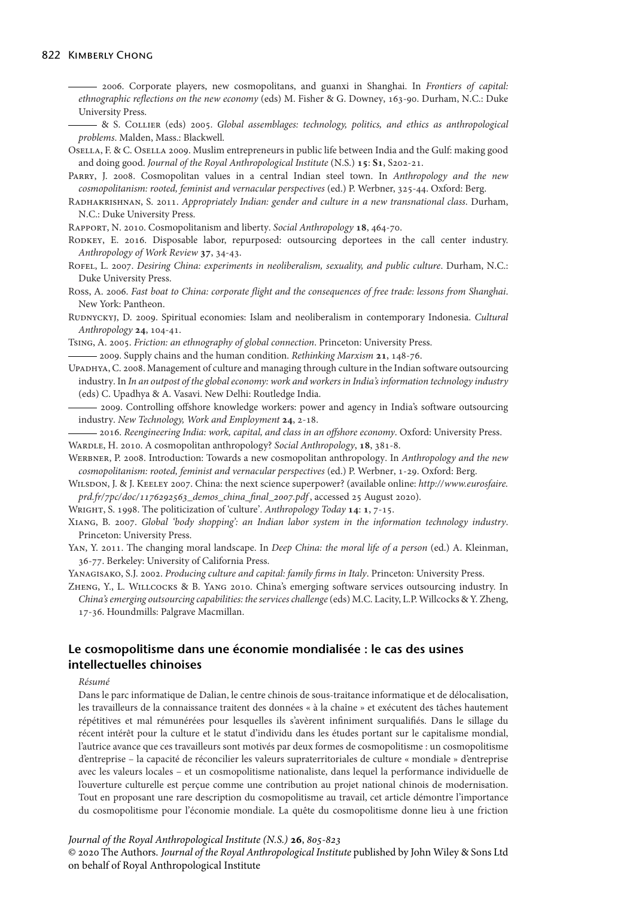——— 2006. Corporate players, new cosmopolitans, and guanxi in Shanghai. In *Frontiers of capital: ethnographic reflections on the new economy* (eds) M. Fisher & G. Downey, 163-90. Durham, N.C.: Duke University Press.

——— & S. Collier (eds) 2005. *Global assemblages: technology, politics, and ethics as anthropological problems*. Malden, Mass.: Blackwell.

Osella, F. & C. Osella 2009. Muslim entrepreneurs in public life between India and the Gulf: making good and doing good. *Journal of the Royal Anthropological Institute* (N.S.) **15**: **S1**, S202-21.

Parry, J. 2008. Cosmopolitan values in a central Indian steel town. In *Anthropology and the new cosmopolitanism: rooted, feminist and vernacular perspectives* (ed.) P. Werbner, 325-44. Oxford: Berg.

Radhakrishnan, S. 2011. *Appropriately Indian: gender and culture in a new transnational class*. Durham, N.C.: Duke University Press.

Rapport, N. 2010. Cosmopolitanism and liberty. *Social Anthropology* **18**, 464-70.

Rodkey, E. 2016. Disposable labor, repurposed: outsourcing deportees in the call center industry. *Anthropology of Work Review* **37**, 34-43.

Rofel, L. 2007. *Desiring China: experiments in neoliberalism, sexuality, and public culture*. Durham, N.C.: Duke University Press.

Ross, A. 2006. *Fast boat to China: corporate flight and the consequences of free trade: lessons from Shanghai*. New York: Pantheon.

Rudnyckyj, D. 2009. Spiritual economies: Islam and neoliberalism in contemporary Indonesia. *Cultural Anthropology* **24**, 104-41.

Tsing, A. 2005. *Friction: an ethnography of global connection*. Princeton: University Press.

——— 2009. Supply chains and the human condition. *Rethinking Marxism* **21**, 148-76.

Upadhya, C. 2008. Management of culture and managing through culture in the Indian software outsourcing industry. In *In an outpost of the global economy: work and workers in India's information technology industry* (eds) C. Upadhya & A. Vasavi. New Delhi: Routledge India.

——— 2009. Controlling offshore knowledge workers: power and agency in India's software outsourcing industry. *New Technology, Work and Employment* **24**, 2-18.

——— 2016. *Reengineering India: work, capital, and class in an offshore economy*. Oxford: University Press.

Wardle, H. 2010. A cosmopolitan anthropology? *Social Anthropology*, **18**, 381-8.

Werbner, P. 2008. Introduction: Towards a new cosmopolitan anthropology. In *Anthropology and the new cosmopolitanism: rooted, feminist and vernacular perspectives* (ed.) P. Werbner, 1-29. Oxford: Berg.

Wilsdon, J. & J. Keeley 2007. China: the next science superpower? (available online: *http://www.eurosfaire.prd.fr/7pc/doc/1176292563_demos_china_final_2007.pdf* , accessed 25 August 2020).

Wright, S. 1998. The politicization of 'culture'. *Anthropology Today* **14**: **1**, 7-15.

Xiang, B. 2007. *Global 'body shopping': an Indian labor system in the information technology industry*. Princeton: University Press.

Yan, Y. 2011. The changing moral landscape. In *Deep China: the moral life of a person* (ed.) A. Kleinman, 36-77. Berkeley: University of California Press.

Yanagisako, S.J. 2002. *Producing culture and capital: family firms in Italy*. Princeton: University Press.

Zheng, Y., L. Willcocks & B. Yang 2010. China's emerging software services outsourcing industry. In *China's emerging outsourcing capabilities: the services challenge* (eds) M.C. Lacity, L.P. Willcocks & Y. Zheng, 17-36. Houndmills: Palgrave Macmillan.

## Le cosmopolitisme dans une économie mondialisée : le cas des usines intellectuelles chinoises

*Résumé*

Dans le parc informatique de Dalian, le centre chinois de sous-traitance informatique et de délocalisation, les travailleurs de la connaissance traitent des données « à la chaîne » et exécutent des tâches hautement répétitives et mal rémunérées pour lesquelles ils s'avèrent infiniment surqualifiés. Dans le sillage du récent intérêt pour la culture et le statut d'individu dans les études portant sur le capitalisme mondial, l'autrice avance que ces travailleurs sont motivés par deux formes de cosmopolitisme : un cosmopolitisme d'entreprise – la capacité de réconcilier les valeurs supraterritoriales de culture « mondiale » d'entreprise avec les valeurs locales – et un cosmopolitisme nationaliste, dans lequel la performance individuelle de l'ouverture culturelle est perçue comme une contribution au projet national chinois de modernisation. Tout en proposant une rare description du cosmopolitisme au travail, cet article démontre l'importance du cosmopolitisme pour l'économie mondiale. La quête du cosmopolitisme donne lieu à une friction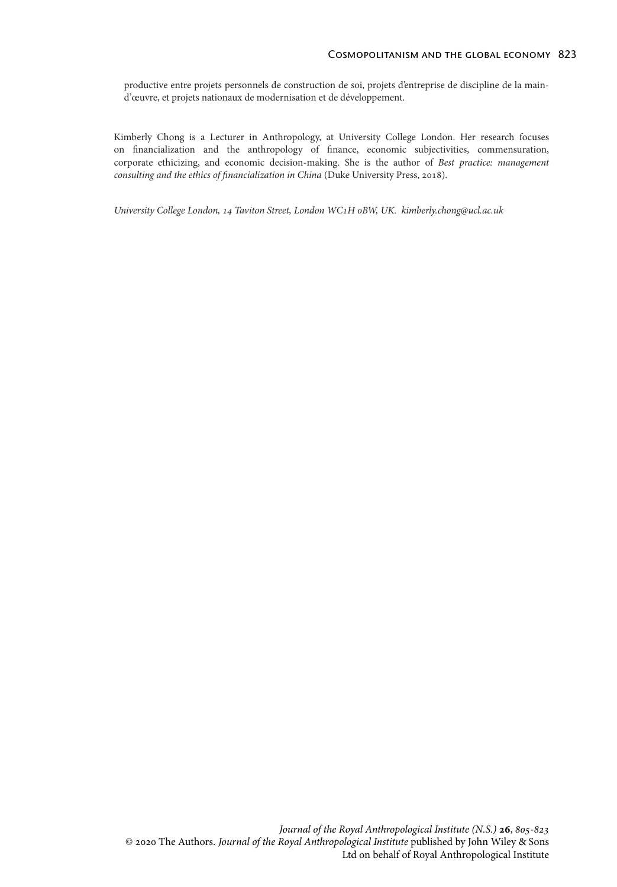productive entre projets personnels de construction de soi, projets d'entreprise de discipline de la main-d'œuvre, et projets nationaux de modernisation et de développement.

Kimberly Chong is a Lecturer in Anthropology, at University College London. Her research focuses on financialization and the anthropology of finance, economic subjectivities, commensuration, corporate ethicizing, and economic decision-making. She is the author of *Best practice: management consulting and the ethics of financialization in China* (Duke University Press, 2018).

*University College London, 14 Taviton Street, London WC1H 0BW, UK. kimberly.chong@ucl.ac.uk*